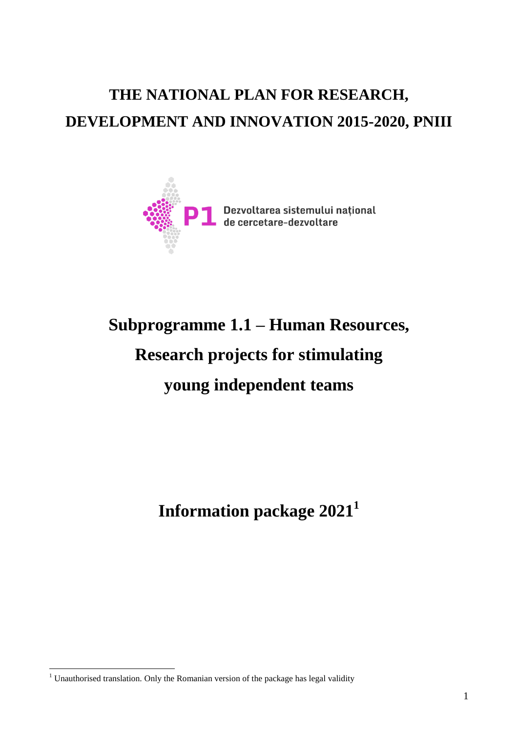# THE NATIONAL PLAN FOR RESEARCH, DEVELOPMENT AND INNOVATION 2015-2020, PNIII

P1 Dezvoltarea sistemului național de cercetare-dezvoltare

# Subprogramme 1.1 – Human Resources, Research projects for stimulating young independent teams

# Information package 2021[1]

[1] Unauthorised translation. Only the Romanian version of the package has legal validity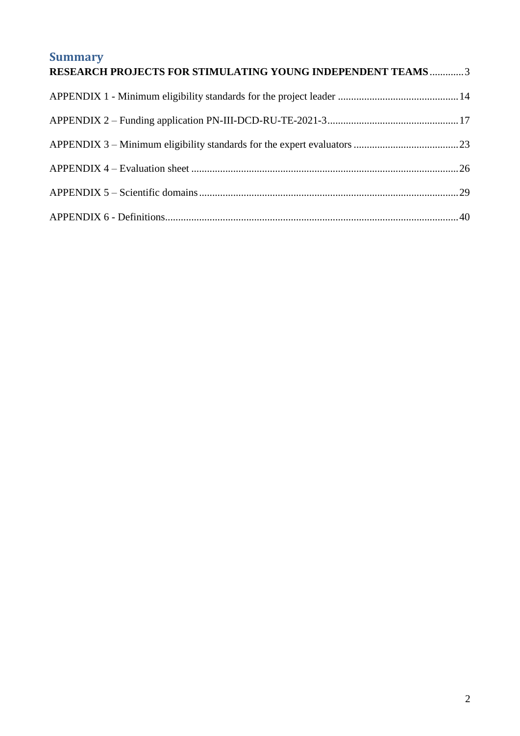# Summary

**RESEARCH PROJECTS FOR STIMULATING YOUNG INDEPENDENT TEAMS** ............ 3

APPENDIX 1 - Minimum eligibility standards for the project leader ............ 14

APPENDIX 2 – Funding application PN-III-DCD-RU-TE-2021-3 ............ 17

APPENDIX 3 – Minimum eligibility standards for the expert evaluators ............ 23

APPENDIX 4 – Evaluation sheet ............ 26

APPENDIX 5 – Scientific domains ............ 29

APPENDIX 6 - Definitions ............ 40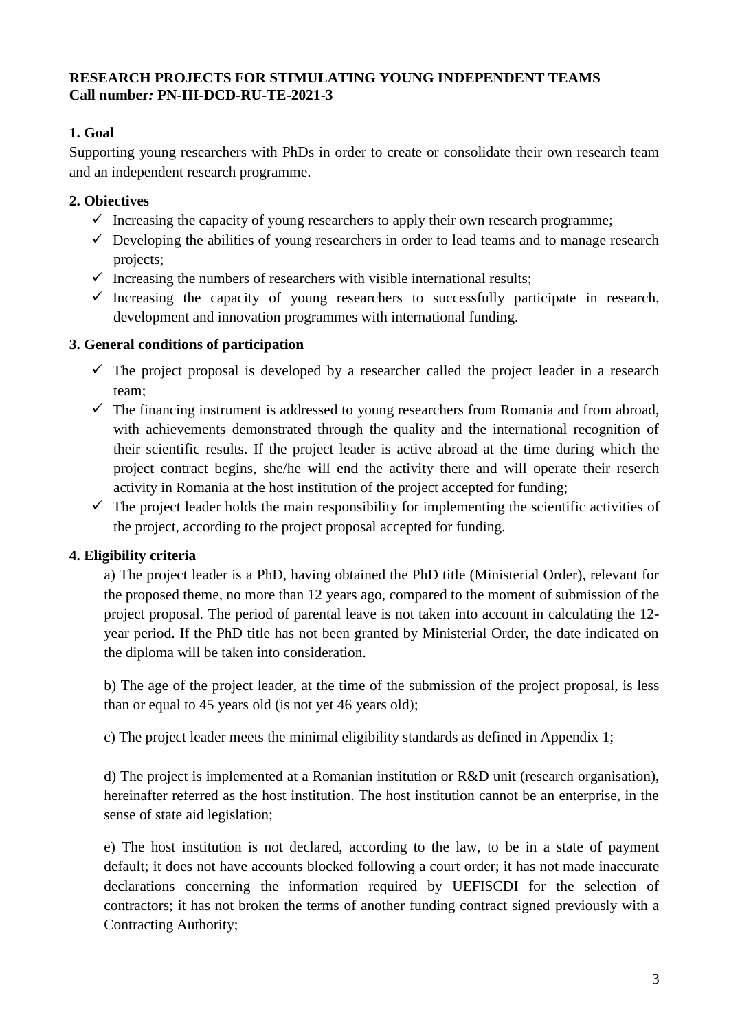**RESEARCH PROJECTS FOR STIMULATING YOUNG INDEPENDENT TEAMS**
**Call number*:* PN-III-DCD-RU-TE-2021-3**

### 1. Goal

Supporting young researchers with PhDs in order to create or consolidate their own research team and an independent research programme.

### 2. Obiectives

- ✓ Increasing the capacity of young researchers to apply their own research programme;
- ✓ Developing the abilities of young researchers in order to lead teams and to manage research projects;
- ✓ Increasing the numbers of researchers with visible international results;
- ✓ Increasing the capacity of young researchers to successfully participate in research, development and innovation programmes with international funding.

### 3. General conditions of participation

- ✓ The project proposal is developed by a researcher called the project leader in a research team;
- ✓ The financing instrument is addressed to young researchers from Romania and from abroad, with achievements demonstrated through the quality and the international recognition of their scientific results. If the project leader is active abroad at the time during which the project contract begins, she/he will end the activity there and will operate their reserch activity in Romania at the host institution of the project accepted for funding;
- ✓ The project leader holds the main responsibility for implementing the scientific activities of the project, according to the project proposal accepted for funding.

### 4. Eligibility criteria

a) The project leader is a PhD, having obtained the PhD title (Ministerial Order), relevant for the proposed theme, no more than 12 years ago, compared to the moment of submission of the project proposal. The period of parental leave is not taken into account in calculating the 12-year period. If the PhD title has not been granted by Ministerial Order, the date indicated on the diploma will be taken into consideration.

b) The age of the project leader, at the time of the submission of the project proposal, is less than or equal to 45 years old (is not yet 46 years old);

c) The project leader meets the minimal eligibility standards as defined in Appendix 1;

d) The project is implemented at a Romanian institution or R&D unit (research organisation), hereinafter referred as the host institution. The host institution cannot be an enterprise, in the sense of state aid legislation;

e) The host institution is not declared, according to the law, to be in a state of payment default; it does not have accounts blocked following a court order; it has not made inaccurate declarations concerning the information required by UEFISCDI for the selection of contractors; it has not broken the terms of another funding contract signed previously with a Contracting Authority;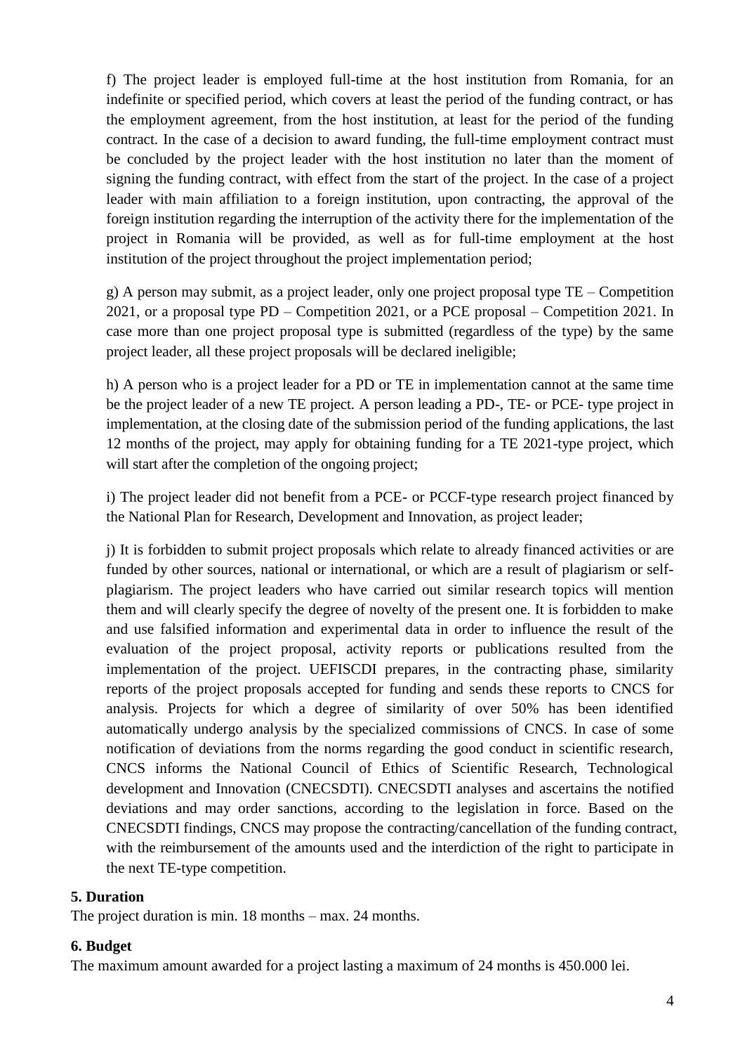f) The project leader is employed full-time at the host institution from Romania, for an indefinite or specified period, which covers at least the period of the funding contract, or has the employment agreement, from the host institution, at least for the period of the funding contract. In the case of a decision to award funding, the full-time employment contract must be concluded by the project leader with the host institution no later than the moment of signing the funding contract, with effect from the start of the project. In the case of a project leader with main affiliation to a foreign institution, upon contracting, the approval of the foreign institution regarding the interruption of the activity there for the implementation of the project in Romania will be provided, as well as for full-time employment at the host institution of the project throughout the project implementation period;

g) A person may submit, as a project leader, only one project proposal type TE – Competition 2021, or a proposal type PD – Competition 2021, or a PCE proposal – Competition 2021. In case more than one project proposal type is submitted (regardless of the type) by the same project leader, all these project proposals will be declared ineligible;

h) A person who is a project leader for a PD or TE in implementation cannot at the same time be the project leader of a new TE project. A person leading a PD-, TE- or PCE- type project in implementation, at the closing date of the submission period of the funding applications, the last 12 months of the project, may apply for obtaining funding for a TE 2021-type project, which will start after the completion of the ongoing project;

i) The project leader did not benefit from a PCE- or PCCF-type research project financed by the National Plan for Research, Development and Innovation, as project leader;

j) It is forbidden to submit project proposals which relate to already financed activities or are funded by other sources, national or international, or which are a result of plagiarism or self-plagiarism. The project leaders who have carried out similar research topics will mention them and will clearly specify the degree of novelty of the present one. It is forbidden to make and use falsified information and experimental data in order to influence the result of the evaluation of the project proposal, activity reports or publications resulted from the implementation of the project. UEFISCDI prepares, in the contracting phase, similarity reports of the project proposals accepted for funding and sends these reports to CNCS for analysis. Projects for which a degree of similarity of over 50% has been identified automatically undergo analysis by the specialized commissions of CNCS. In case of some notification of deviations from the norms regarding the good conduct in scientific research, CNCS informs the National Council of Ethics of Scientific Research, Technological development and Innovation (CNECSDTI). CNECSDTI analyses and ascertains the notified deviations and may order sanctions, according to the legislation in force. Based on the CNECSDTI findings, CNCS may propose the contracting/cancellation of the funding contract, with the reimbursement of the amounts used and the interdiction of the right to participate in the next TE-type competition.

**5. Duration**

The project duration is min. 18 months – max. 24 months.

**6. Budget**

The maximum amount awarded for a project lasting a maximum of 24 months is 450.000 lei.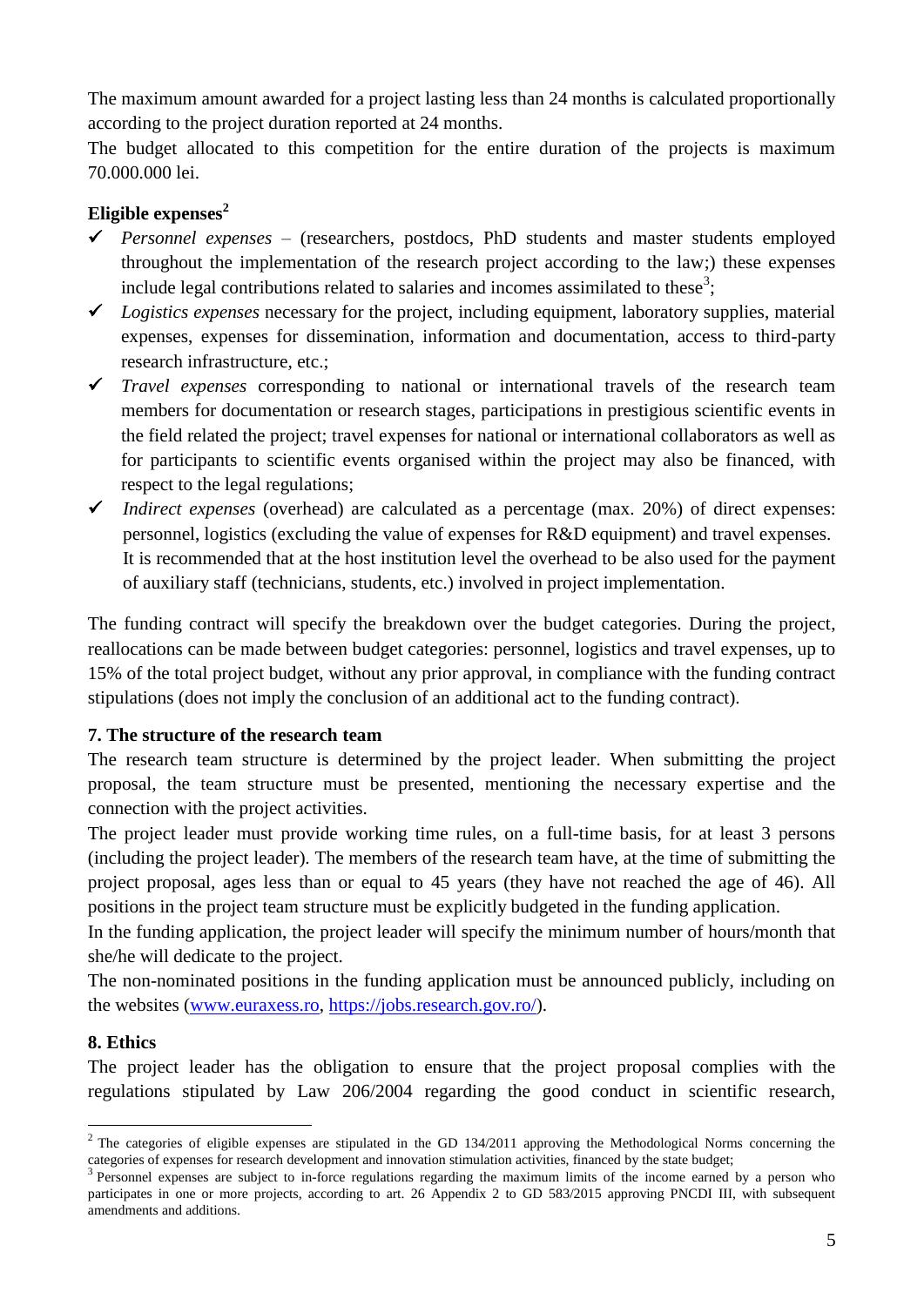The maximum amount awarded for a project lasting less than 24 months is calculated proportionally according to the project duration reported at 24 months.

The budget allocated to this competition for the entire duration of the projects is maximum 70.000.000 lei.

**Eligible expenses**[2]

- ✓ *Personnel expenses* – (researchers, postdocs, PhD students and master students employed throughout the implementation of the research project according to the law;) these expenses include legal contributions related to salaries and incomes assimilated to these[3];
- ✓ *Logistics expenses* necessary for the project, including equipment, laboratory supplies, material expenses, expenses for dissemination, information and documentation, access to third-party research infrastructure, etc.;
- ✓ *Travel expenses* corresponding to national or international travels of the research team members for documentation or research stages, participations in prestigious scientific events in the field related the project; travel expenses for national or international collaborators as well as for participants to scientific events organised within the project may also be financed, with respect to the legal regulations;
- ✓ *Indirect expenses* (overhead) are calculated as a percentage (max. 20%) of direct expenses: personnel, logistics (excluding the value of expenses for R&D equipment) and travel expenses. It is recommended that at the host institution level the overhead to be also used for the payment of auxiliary staff (technicians, students, etc.) involved in project implementation.

The funding contract will specify the breakdown over the budget categories. During the project, reallocations can be made between budget categories: personnel, logistics and travel expenses, up to 15% of the total project budget, without any prior approval, in compliance with the funding contract stipulations (does not imply the conclusion of an additional act to the funding contract).

### 7. The structure of the research team

The research team structure is determined by the project leader. When submitting the project proposal, the team structure must be presented, mentioning the necessary expertise and the connection with the project activities.

The project leader must provide working time rules, on a full-time basis, for at least 3 persons (including the project leader). The members of the research team have, at the time of submitting the project proposal, ages less than or equal to 45 years (they have not reached the age of 46). All positions in the project team structure must be explicitly budgeted in the funding application.

In the funding application, the project leader will specify the minimum number of hours/month that she/he will dedicate to the project.

The non-nominated positions in the funding application must be announced publicly, including on the websites (www.euraxess.ro, https://jobs.research.gov.ro/).

### 8. Ethics

The project leader has the obligation to ensure that the project proposal complies with the regulations stipulated by Law 206/2004 regarding the good conduct in scientific research,

---

[2] The categories of eligible expenses are stipulated in the GD 134/2011 approving the Methodological Norms concerning the categories of expenses for research development and innovation stimulation activities, financed by the state budget;

[3] Personnel expenses are subject to in-force regulations regarding the maximum limits of the income earned by a person who participates in one or more projects, according to art. 26 Appendix 2 to GD 583/2015 approving PNCDI III, with subsequent amendments and additions.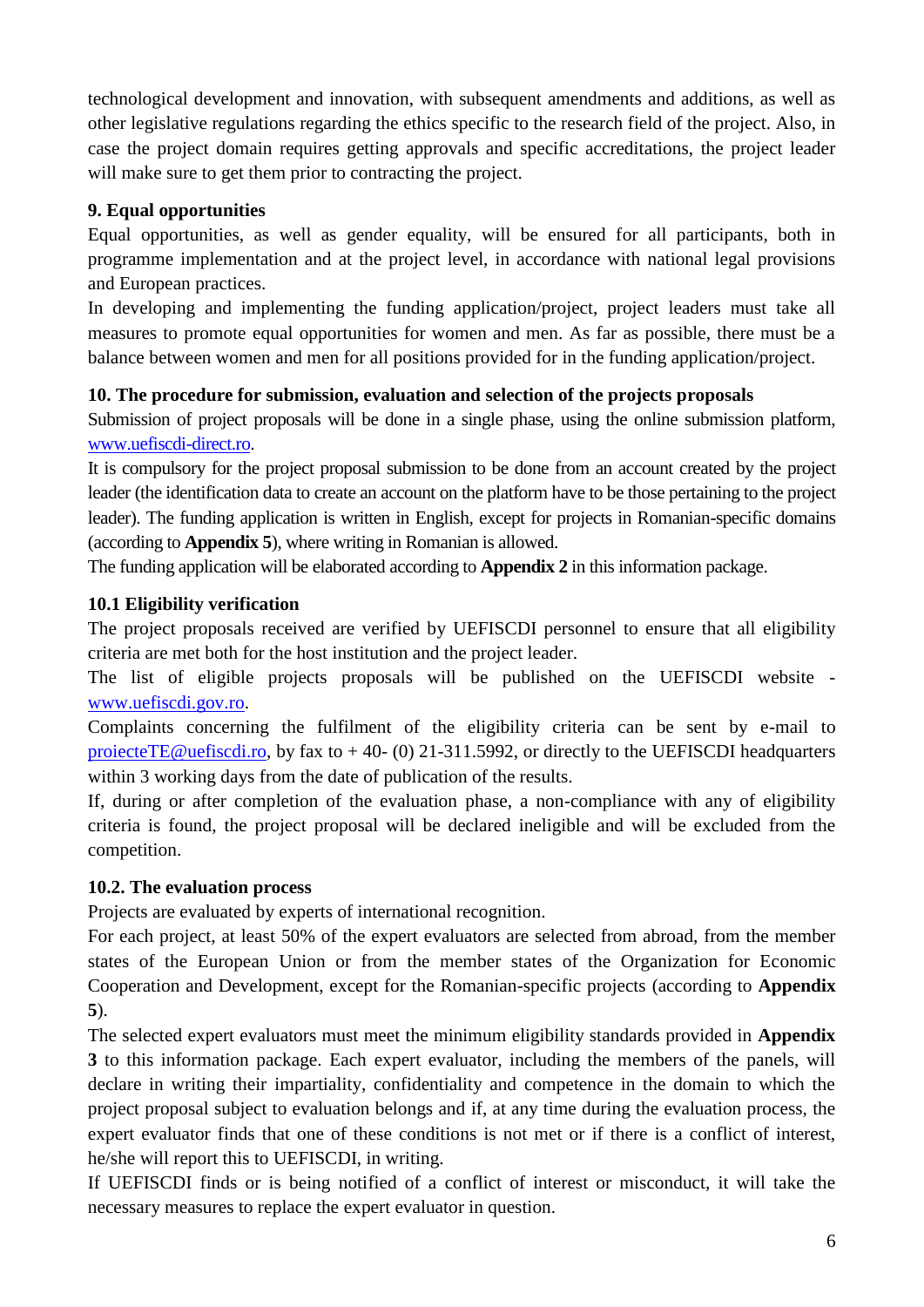technological development and innovation, with subsequent amendments and additions, as well as other legislative regulations regarding the ethics specific to the research field of the project. Also, in case the project domain requires getting approvals and specific accreditations, the project leader will make sure to get them prior to contracting the project.

### 9. Equal opportunities

Equal opportunities, as well as gender equality, will be ensured for all participants, both in programme implementation and at the project level, in accordance with national legal provisions and European practices.

In developing and implementing the funding application/project, project leaders must take all measures to promote equal opportunities for women and men. As far as possible, there must be a balance between women and men for all positions provided for in the funding application/project.

### 10. The procedure for submission, evaluation and selection of the projects proposals

Submission of project proposals will be done in a single phase, using the online submission platform, www.uefiscdi-direct.ro.

It is compulsory for the project proposal submission to be done from an account created by the project leader (the identification data to create an account on the platform have to be those pertaining to the project leader). The funding application is written in English, except for projects in Romanian-specific domains (according to **Appendix 5**), where writing in Romanian is allowed.

The funding application will be elaborated according to **Appendix 2** in this information package.

#### 10.1 Eligibility verification

The project proposals received are verified by UEFISCDI personnel to ensure that all eligibility criteria are met both for the host institution and the project leader.

The list of eligible projects proposals will be published on the UEFISCDI website - www.uefiscdi.gov.ro.

Complaints concerning the fulfilment of the eligibility criteria can be sent by e-mail to proiecteTE@uefiscdi.ro, by fax to + 40- (0) 21-311.5992, or directly to the UEFISCDI headquarters within 3 working days from the date of publication of the results.

If, during or after completion of the evaluation phase, a non-compliance with any of eligibility criteria is found, the project proposal will be declared ineligible and will be excluded from the competition.

#### 10.2. The evaluation process

Projects are evaluated by experts of international recognition.

For each project, at least 50% of the expert evaluators are selected from abroad, from the member states of the European Union or from the member states of the Organization for Economic Cooperation and Development, except for the Romanian-specific projects (according to **Appendix 5**).

The selected expert evaluators must meet the minimum eligibility standards provided in **Appendix 3** to this information package. Each expert evaluator, including the members of the panels, will declare in writing their impartiality, confidentiality and competence in the domain to which the project proposal subject to evaluation belongs and if, at any time during the evaluation process, the expert evaluator finds that one of these conditions is not met or if there is a conflict of interest, he/she will report this to UEFISCDI, in writing.

If UEFISCDI finds or is being notified of a conflict of interest or misconduct, it will take the necessary measures to replace the expert evaluator in question.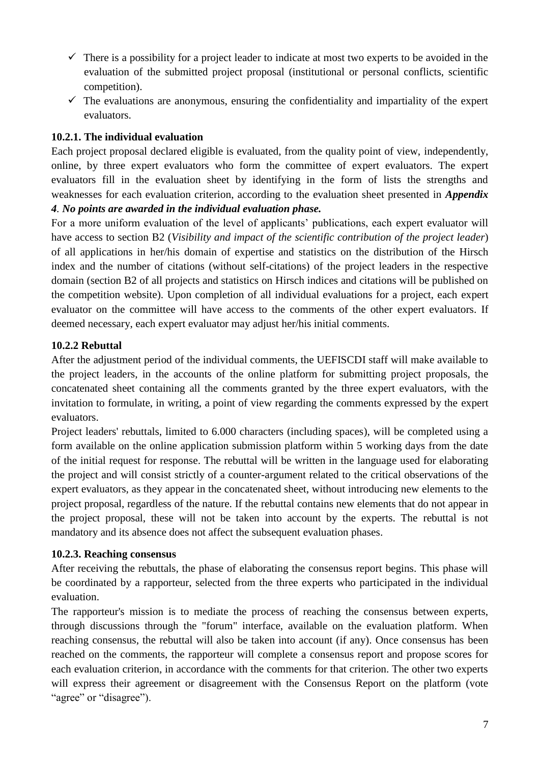- ✓ There is a possibility for a project leader to indicate at most two experts to be avoided in the evaluation of the submitted project proposal (institutional or personal conflicts, scientific competition).
- ✓ The evaluations are anonymous, ensuring the confidentiality and impartiality of the expert evaluators.

### 10.2.1. The individual evaluation

Each project proposal declared eligible is evaluated, from the quality point of view, independently, online, by three expert evaluators who form the committee of expert evaluators. The expert evaluators fill in the evaluation sheet by identifying in the form of lists the strengths and weaknesses for each evaluation criterion, according to the evaluation sheet presented in ***Appendix 4***. ***No points are awarded in the individual evaluation phase.***

For a more uniform evaluation of the level of applicants' publications, each expert evaluator will have access to section B2 (*Visibility and impact of the scientific contribution of the project leader*) of all applications in her/his domain of expertise and statistics on the distribution of the Hirsch index and the number of citations (without self-citations) of the project leaders in the respective domain (section B2 of all projects and statistics on Hirsch indices and citations will be published on the competition website). Upon completion of all individual evaluations for a project, each expert evaluator on the committee will have access to the comments of the other expert evaluators. If deemed necessary, each expert evaluator may adjust her/his initial comments.

### 10.2.2 Rebuttal

After the adjustment period of the individual comments, the UEFISCDI staff will make available to the project leaders, in the accounts of the online platform for submitting project proposals, the concatenated sheet containing all the comments granted by the three expert evaluators, with the invitation to formulate, in writing, a point of view regarding the comments expressed by the expert evaluators.

Project leaders' rebuttals, limited to 6.000 characters (including spaces), will be completed using a form available on the online application submission platform within 5 working days from the date of the initial request for response. The rebuttal will be written in the language used for elaborating the project and will consist strictly of a counter-argument related to the critical observations of the expert evaluators, as they appear in the concatenated sheet, without introducing new elements to the project proposal, regardless of the nature. If the rebuttal contains new elements that do not appear in the project proposal, these will not be taken into account by the experts. The rebuttal is not mandatory and its absence does not affect the subsequent evaluation phases.

### 10.2.3. Reaching consensus

After receiving the rebuttals, the phase of elaborating the consensus report begins. This phase will be coordinated by a rapporteur, selected from the three experts who participated in the individual evaluation.

The rapporteur's mission is to mediate the process of reaching the consensus between experts, through discussions through the "forum" interface, available on the evaluation platform. When reaching consensus, the rebuttal will also be taken into account (if any). Once consensus has been reached on the comments, the rapporteur will complete a consensus report and propose scores for each evaluation criterion, in accordance with the comments for that criterion. The other two experts will express their agreement or disagreement with the Consensus Report on the platform (vote "agree" or "disagree").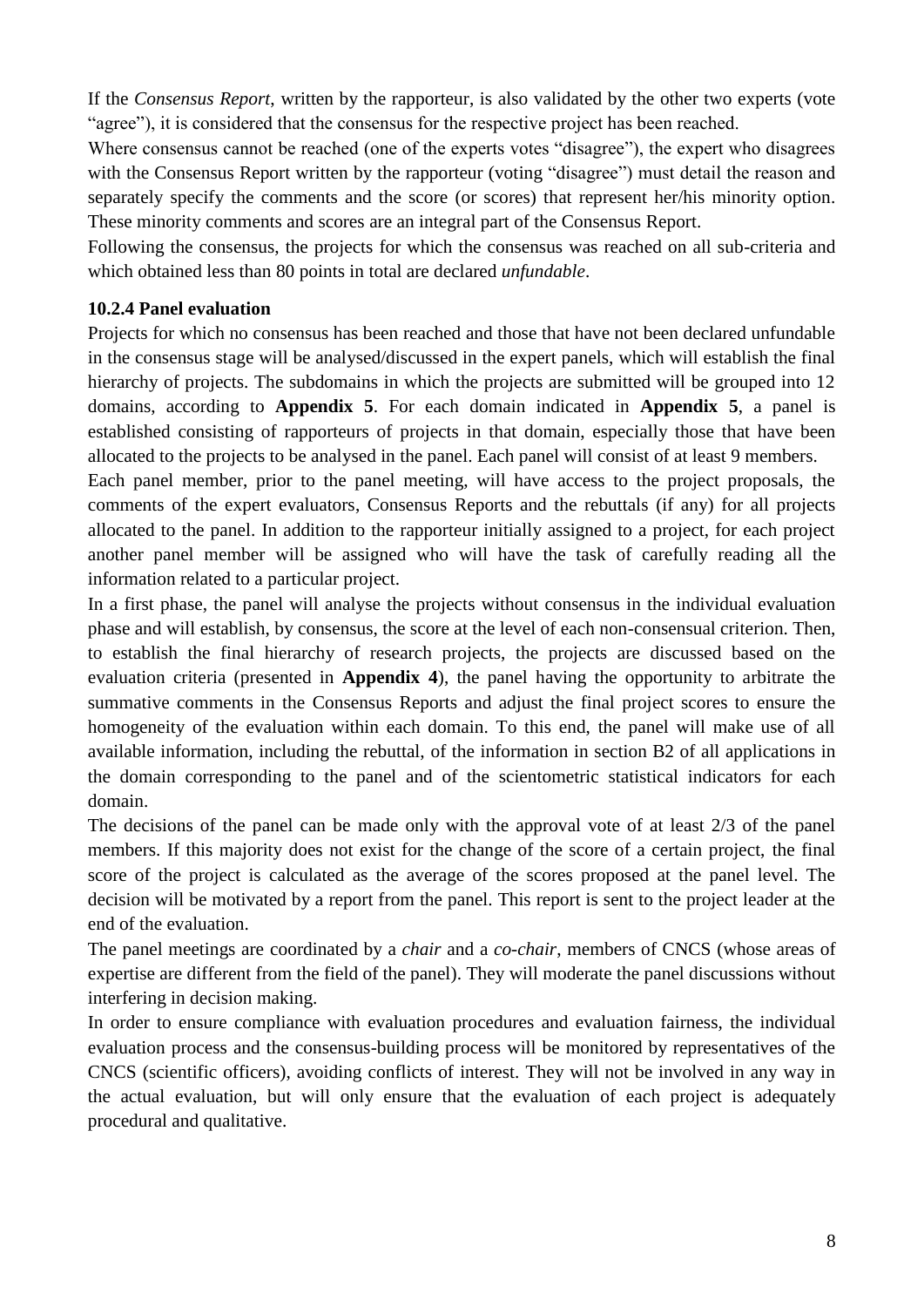If the *Consensus Report*, written by the rapporteur, is also validated by the other two experts (vote "agree"), it is considered that the consensus for the respective project has been reached.

Where consensus cannot be reached (one of the experts votes "disagree"), the expert who disagrees with the Consensus Report written by the rapporteur (voting "disagree") must detail the reason and separately specify the comments and the score (or scores) that represent her/his minority option. These minority comments and scores are an integral part of the Consensus Report.

Following the consensus, the projects for which the consensus was reached on all sub-criteria and which obtained less than 80 points in total are declared *unfundable*.

### 10.2.4 Panel evaluation

Projects for which no consensus has been reached and those that have not been declared unfundable in the consensus stage will be analysed/discussed in the expert panels, which will establish the final hierarchy of projects. The subdomains in which the projects are submitted will be grouped into 12 domains, according to **Appendix 5**. For each domain indicated in **Appendix 5**, a panel is established consisting of rapporteurs of projects in that domain, especially those that have been allocated to the projects to be analysed in the panel. Each panel will consist of at least 9 members.

Each panel member, prior to the panel meeting, will have access to the project proposals, the comments of the expert evaluators, Consensus Reports and the rebuttals (if any) for all projects allocated to the panel. In addition to the rapporteur initially assigned to a project, for each project another panel member will be assigned who will have the task of carefully reading all the information related to a particular project.

In a first phase, the panel will analyse the projects without consensus in the individual evaluation phase and will establish, by consensus, the score at the level of each non-consensual criterion. Then, to establish the final hierarchy of research projects, the projects are discussed based on the evaluation criteria (presented in **Appendix 4**), the panel having the opportunity to arbitrate the summative comments in the Consensus Reports and adjust the final project scores to ensure the homogeneity of the evaluation within each domain. To this end, the panel will make use of all available information, including the rebuttal, of the information in section B2 of all applications in the domain corresponding to the panel and of the scientometric statistical indicators for each domain.

The decisions of the panel can be made only with the approval vote of at least 2/3 of the panel members. If this majority does not exist for the change of the score of a certain project, the final score of the project is calculated as the average of the scores proposed at the panel level. The decision will be motivated by a report from the panel. This report is sent to the project leader at the end of the evaluation.

The panel meetings are coordinated by a *chair* and a *co-chair*, members of CNCS (whose areas of expertise are different from the field of the panel). They will moderate the panel discussions without interfering in decision making.

In order to ensure compliance with evaluation procedures and evaluation fairness, the individual evaluation process and the consensus-building process will be monitored by representatives of the CNCS (scientific officers), avoiding conflicts of interest. They will not be involved in any way in the actual evaluation, but will only ensure that the evaluation of each project is adequately procedural and qualitative.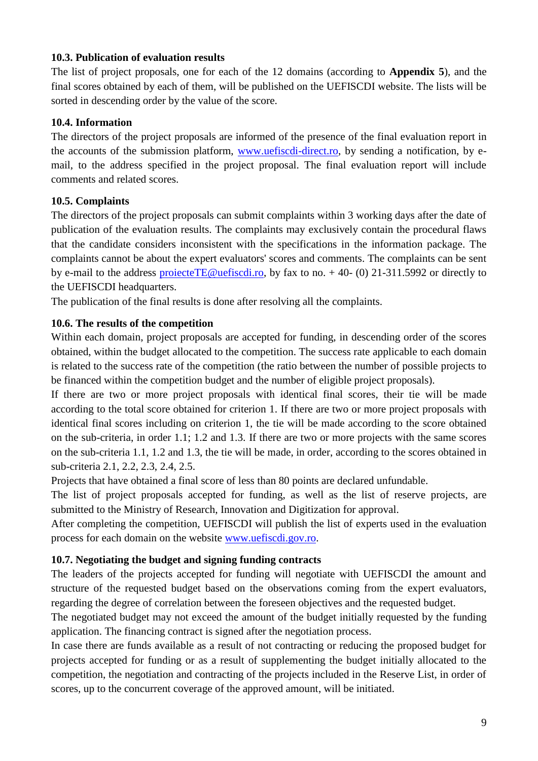### 10.3. Publication of evaluation results

The list of project proposals, one for each of the 12 domains (according to **Appendix 5**), and the final scores obtained by each of them, will be published on the UEFISCDI website. The lists will be sorted in descending order by the value of the score.

### 10.4. Information

The directors of the project proposals are informed of the presence of the final evaluation report in the accounts of the submission platform, www.uefiscdi-direct.ro, by sending a notification, by e-mail, to the address specified in the project proposal. The final evaluation report will include comments and related scores.

### 10.5. Complaints

The directors of the project proposals can submit complaints within 3 working days after the date of publication of the evaluation results. The complaints may exclusively contain the procedural flaws that the candidate considers inconsistent with the specifications in the information package. The complaints cannot be about the expert evaluators' scores and comments. The complaints can be sent by e-mail to the address proiecteTE@uefiscdi.ro, by fax to no. + 40- (0) 21-311.5992 or directly to the UEFISCDI headquarters.

The publication of the final results is done after resolving all the complaints.

### 10.6. The results of the competition

Within each domain, project proposals are accepted for funding, in descending order of the scores obtained, within the budget allocated to the competition. The success rate applicable to each domain is related to the success rate of the competition (the ratio between the number of possible projects to be financed within the competition budget and the number of eligible project proposals).

If there are two or more project proposals with identical final scores, their tie will be made according to the total score obtained for criterion 1. If there are two or more project proposals with identical final scores including on criterion 1, the tie will be made according to the score obtained on the sub-criteria, in order 1.1; 1.2 and 1.3. If there are two or more projects with the same scores on the sub-criteria 1.1, 1.2 and 1.3, the tie will be made, in order, according to the scores obtained in sub-criteria 2.1, 2.2, 2.3, 2.4, 2.5.

Projects that have obtained a final score of less than 80 points are declared unfundable.

The list of project proposals accepted for funding, as well as the list of reserve projects, are submitted to the Ministry of Research, Innovation and Digitization for approval.

After completing the competition, UEFISCDI will publish the list of experts used in the evaluation process for each domain on the website www.uefiscdi.gov.ro.

### 10.7. Negotiating the budget and signing funding contracts

The leaders of the projects accepted for funding will negotiate with UEFISCDI the amount and structure of the requested budget based on the observations coming from the expert evaluators, regarding the degree of correlation between the foreseen objectives and the requested budget.

The negotiated budget may not exceed the amount of the budget initially requested by the funding application. The financing contract is signed after the negotiation process.

In case there are funds available as a result of not contracting or reducing the proposed budget for projects accepted for funding or as a result of supplementing the budget initially allocated to the competition, the negotiation and contracting of the projects included in the Reserve List, in order of scores, up to the concurrent coverage of the approved amount, will be initiated.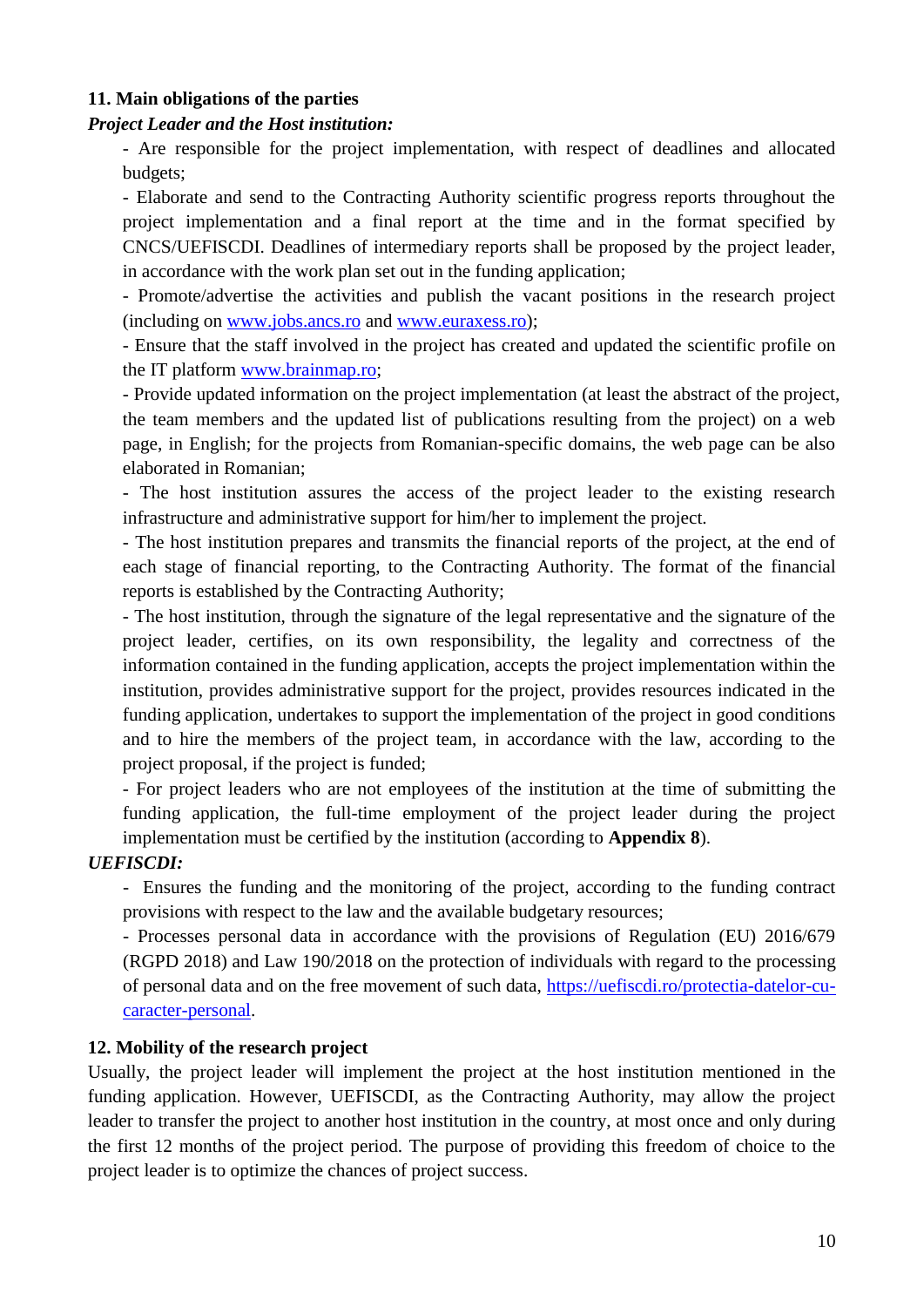## 11. Main obligations of the parties

***Project Leader and the Host institution:***

- Are responsible for the project implementation, with respect of deadlines and allocated budgets;
- Elaborate and send to the Contracting Authority scientific progress reports throughout the project implementation and a final report at the time and in the format specified by CNCS/UEFISCDI. Deadlines of intermediary reports shall be proposed by the project leader, in accordance with the work plan set out in the funding application;
- Promote/advertise the activities and publish the vacant positions in the research project (including on [www.jobs.ancs.ro](www.jobs.ancs.ro) and [www.euraxess.ro](www.euraxess.ro));
- Ensure that the staff involved in the project has created and updated the scientific profile on the IT platform [www.brainmap.ro](www.brainmap.ro);
- Provide updated information on the project implementation (at least the abstract of the project, the team members and the updated list of publications resulting from the project) on a web page, in English; for the projects from Romanian-specific domains, the web page can be also elaborated in Romanian;
- The host institution assures the access of the project leader to the existing research infrastructure and administrative support for him/her to implement the project.
- The host institution prepares and transmits the financial reports of the project, at the end of each stage of financial reporting, to the Contracting Authority. The format of the financial reports is established by the Contracting Authority;
- The host institution, through the signature of the legal representative and the signature of the project leader, certifies, on its own responsibility, the legality and correctness of the information contained in the funding application, accepts the project implementation within the institution, provides administrative support for the project, provides resources indicated in the funding application, undertakes to support the implementation of the project in good conditions and to hire the members of the project team, in accordance with the law, according to the project proposal, if the project is funded;
- For project leaders who are not employees of the institution at the time of submitting the funding application, the full-time employment of the project leader during the project implementation must be certified by the institution (according to **Appendix 8**).

***UEFISCDI:***

- Ensures the funding and the monitoring of the project, according to the funding contract provisions with respect to the law and the available budgetary resources;
- Processes personal data in accordance with the provisions of Regulation (EU) 2016/679 (RGPD 2018) and Law 190/2018 on the protection of individuals with regard to the processing of personal data and on the free movement of such data, [https://uefiscdi.ro/protectia-datelor-cu-caracter-personal](https://uefiscdi.ro/protectia-datelor-cu-caracter-personal).

## 12. Mobility of the research project

Usually, the project leader will implement the project at the host institution mentioned in the funding application. However, UEFISCDI, as the Contracting Authority, may allow the project leader to transfer the project to another host institution in the country, at most once and only during the first 12 months of the project period. The purpose of providing this freedom of choice to the project leader is to optimize the chances of project success.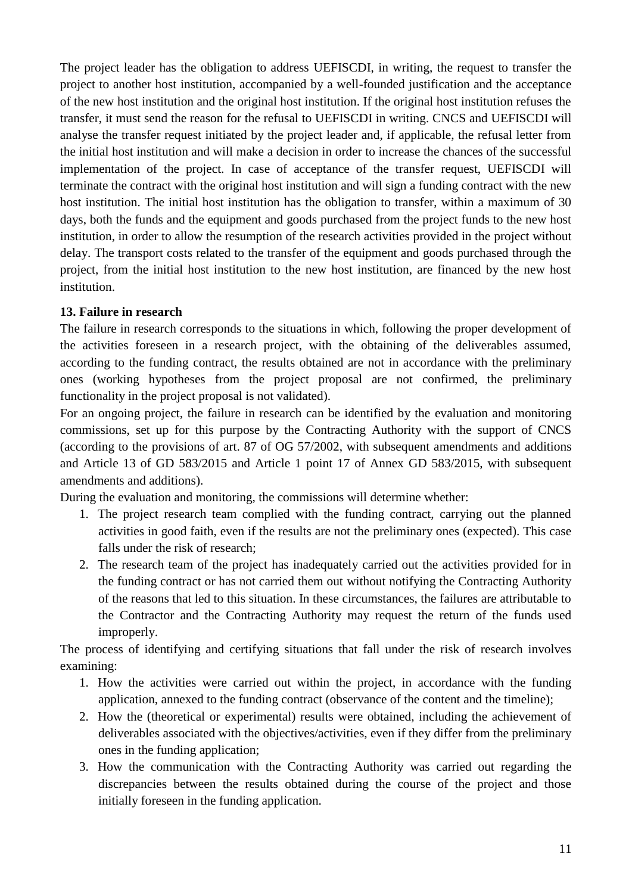The project leader has the obligation to address UEFISCDI, in writing, the request to transfer the project to another host institution, accompanied by a well-founded justification and the acceptance of the new host institution and the original host institution. If the original host institution refuses the transfer, it must send the reason for the refusal to UEFISCDI in writing. CNCS and UEFISCDI will analyse the transfer request initiated by the project leader and, if applicable, the refusal letter from the initial host institution and will make a decision in order to increase the chances of the successful implementation of the project. In case of acceptance of the transfer request, UEFISCDI will terminate the contract with the original host institution and will sign a funding contract with the new host institution. The initial host institution has the obligation to transfer, within a maximum of 30 days, both the funds and the equipment and goods purchased from the project funds to the new host institution, in order to allow the resumption of the research activities provided in the project without delay. The transport costs related to the transfer of the equipment and goods purchased through the project, from the initial host institution to the new host institution, are financed by the new host institution.

**13. Failure in research**

The failure in research corresponds to the situations in which, following the proper development of the activities foreseen in a research project, with the obtaining of the deliverables assumed, according to the funding contract, the results obtained are not in accordance with the preliminary ones (working hypotheses from the project proposal are not confirmed, the preliminary functionality in the project proposal is not validated).

For an ongoing project, the failure in research can be identified by the evaluation and monitoring commissions, set up for this purpose by the Contracting Authority with the support of CNCS (according to the provisions of art. 87 of OG 57/2002, with subsequent amendments and additions and Article 13 of GD 583/2015 and Article 1 point 17 of Annex GD 583/2015, with subsequent amendments and additions).

During the evaluation and monitoring, the commissions will determine whether:

1. The project research team complied with the funding contract, carrying out the planned activities in good faith, even if the results are not the preliminary ones (expected). This case falls under the risk of research;
2. The research team of the project has inadequately carried out the activities provided for in the funding contract or has not carried them out without notifying the Contracting Authority of the reasons that led to this situation. In these circumstances, the failures are attributable to the Contractor and the Contracting Authority may request the return of the funds used improperly.

The process of identifying and certifying situations that fall under the risk of research involves examining:

1. How the activities were carried out within the project, in accordance with the funding application, annexed to the funding contract (observance of the content and the timeline);
2. How the (theoretical or experimental) results were obtained, including the achievement of deliverables associated with the objectives/activities, even if they differ from the preliminary ones in the funding application;
3. How the communication with the Contracting Authority was carried out regarding the discrepancies between the results obtained during the course of the project and those initially foreseen in the funding application.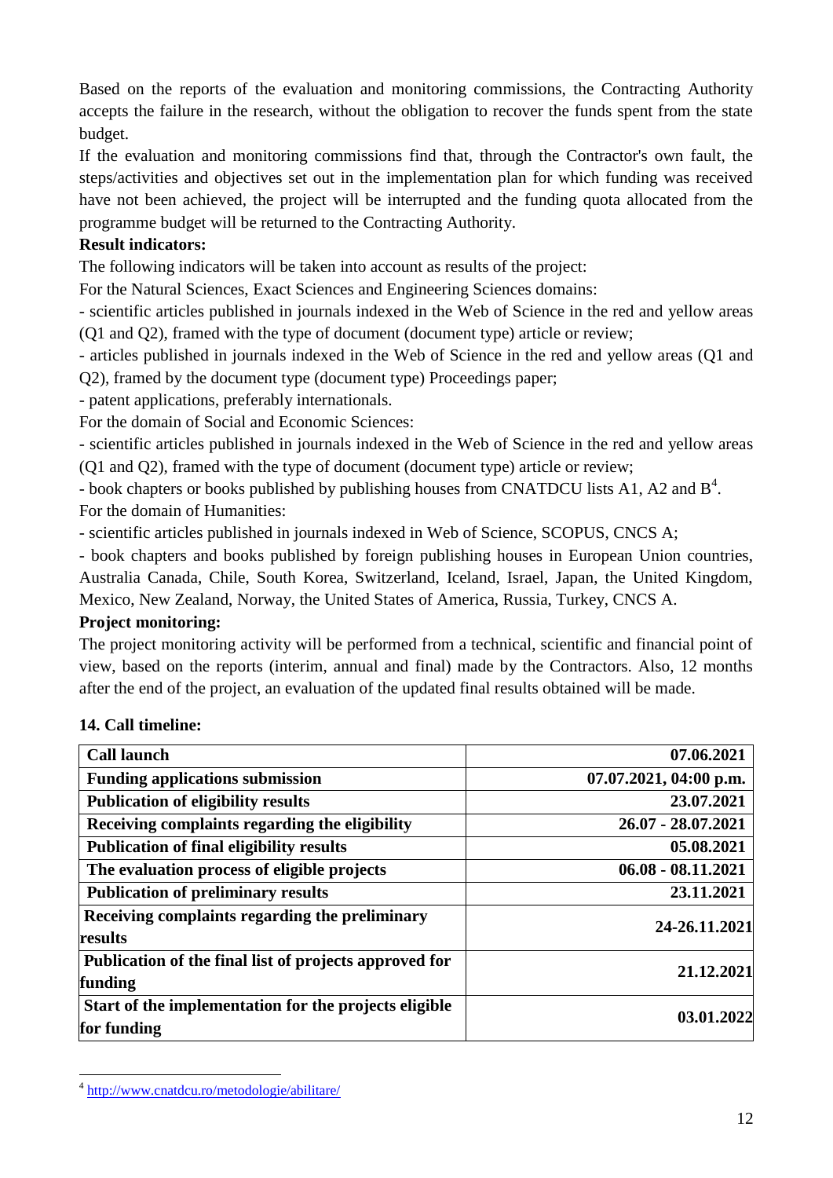Based on the reports of the evaluation and monitoring commissions, the Contracting Authority accepts the failure in the research, without the obligation to recover the funds spent from the state budget.

If the evaluation and monitoring commissions find that, through the Contractor's own fault, the steps/activities and objectives set out in the implementation plan for which funding was received have not been achieved, the project will be interrupted and the funding quota allocated from the programme budget will be returned to the Contracting Authority.

**Result indicators:**

The following indicators will be taken into account as results of the project:

For the Natural Sciences, Exact Sciences and Engineering Sciences domains:

- scientific articles published in journals indexed in the Web of Science in the red and yellow areas (Q1 and Q2), framed with the type of document (document type) article or review;
- articles published in journals indexed in the Web of Science in the red and yellow areas (Q1 and Q2), framed by the document type (document type) Proceedings paper;
- patent applications, preferably internationals.

For the domain of Social and Economic Sciences:

- scientific articles published in journals indexed in the Web of Science in the red and yellow areas (Q1 and Q2), framed with the type of document (document type) article or review;
- book chapters or books published by publishing houses from CNATDCU lists A1, A2 and B[4].

For the domain of Humanities:

- scientific articles published in journals indexed in Web of Science, SCOPUS, CNCS A;
- book chapters and books published by foreign publishing houses in European Union countries, Australia Canada, Chile, South Korea, Switzerland, Iceland, Israel, Japan, the United Kingdom, Mexico, New Zealand, Norway, the United States of America, Russia, Turkey, CNCS A.

**Project monitoring:**

The project monitoring activity will be performed from a technical, scientific and financial point of view, based on the reports (interim, annual and final) made by the Contractors. Also, 12 months after the end of the project, an evaluation of the updated final results obtained will be made.

## 14. Call timeline:

| **Call launch** | **07.06.2021** |
|---|---|
| **Funding applications submission** | **07.07.2021, 04:00 p.m.** |
| **Publication of eligibility results** | **23.07.2021** |
| **Receiving complaints regarding the eligibility** | **26.07 - 28.07.2021** |
| **Publication of final eligibility results** | **05.08.2021** |
| **The evaluation process of eligible projects** | **06.08 - 08.11.2021** |
| **Publication of preliminary results** | **23.11.2021** |
| **Receiving complaints regarding the preliminary results** | **24-26.11.2021** |
| **Publication of the final list of projects approved for funding** | **21.12.2021** |
| **Start of the implementation for the projects eligible for funding** | **03.01.2022** |

[4] http://www.cnatdcu.ro/metodologie/abilitare/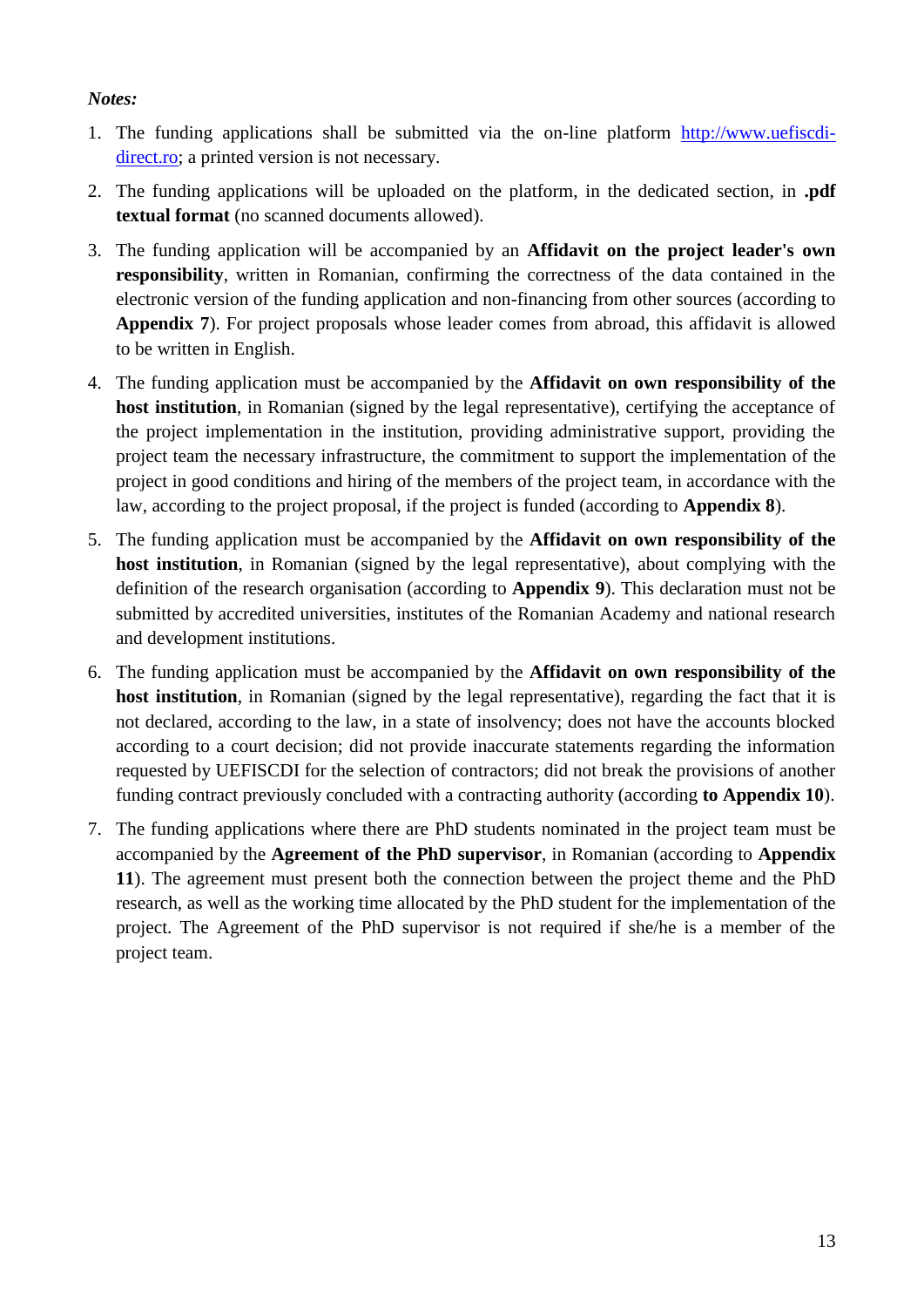*Notes:*

1. The funding applications shall be submitted via the on-line platform [http://www.uefiscdi-direct.ro](http://www.uefiscdi-direct.ro); a printed version is not necessary.
2. The funding applications will be uploaded on the platform, in the dedicated section, in **.pdf textual format** (no scanned documents allowed).
3. The funding application will be accompanied by an **Affidavit on the project leader's own responsibility**, written in Romanian, confirming the correctness of the data contained in the electronic version of the funding application and non-financing from other sources (according to **Appendix 7**). For project proposals whose leader comes from abroad, this affidavit is allowed to be written in English.
4. The funding application must be accompanied by the **Affidavit on own responsibility of the host institution**, in Romanian (signed by the legal representative), certifying the acceptance of the project implementation in the institution, providing administrative support, providing the project team the necessary infrastructure, the commitment to support the implementation of the project in good conditions and hiring of the members of the project team, in accordance with the law, according to the project proposal, if the project is funded (according to **Appendix 8**).
5. The funding application must be accompanied by the **Affidavit on own responsibility of the host institution**, in Romanian (signed by the legal representative), about complying with the definition of the research organisation (according to **Appendix 9**). This declaration must not be submitted by accredited universities, institutes of the Romanian Academy and national research and development institutions.
6. The funding application must be accompanied by the **Affidavit on own responsibility of the host institution**, in Romanian (signed by the legal representative), regarding the fact that it is not declared, according to the law, in a state of insolvency; does not have the accounts blocked according to a court decision; did not provide inaccurate statements regarding the information requested by UEFISCDI for the selection of contractors; did not break the provisions of another funding contract previously concluded with a contracting authority (according **to Appendix 10**).
7. The funding applications where there are PhD students nominated in the project team must be accompanied by the **Agreement of the PhD supervisor**, in Romanian (according to **Appendix 11**). The agreement must present both the connection between the project theme and the PhD research, as well as the working time allocated by the PhD student for the implementation of the project. The Agreement of the PhD supervisor is not required if she/he is a member of the project team.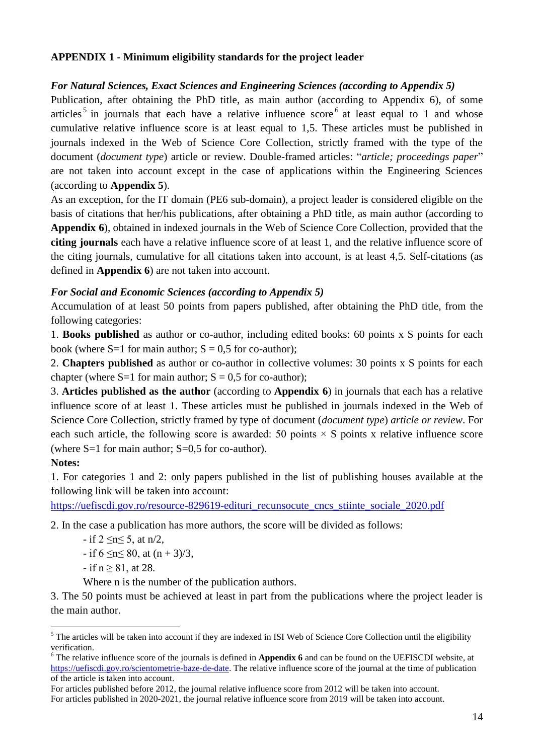**APPENDIX 1 - Minimum eligibility standards for the project leader**

***For Natural Sciences, Exact Sciences and Engineering Sciences (according to Appendix 5)***

Publication, after obtaining the PhD title, as main author (according to Appendix 6), of some articles[5] in journals that each have a relative influence score[6] at least equal to 1 and whose cumulative relative influence score is at least equal to 1,5. These articles must be published in journals indexed in the Web of Science Core Collection, strictly framed with the type of the document (*document type*) article or review. Double-framed articles: "*article; proceedings paper*" are not taken into account except in the case of applications within the Engineering Sciences (according to **Appendix 5**).

As an exception, for the IT domain (PE6 sub-domain), a project leader is considered eligible on the basis of citations that her/his publications, after obtaining a PhD title, as main author (according to **Appendix 6**), obtained in indexed journals in the Web of Science Core Collection, provided that the **citing journals** each have a relative influence score of at least 1, and the relative influence score of the citing journals, cumulative for all citations taken into account, is at least 4,5. Self-citations (as defined in **Appendix 6**) are not taken into account.

***For Social and Economic Sciences (according to Appendix 5)***

Accumulation of at least 50 points from papers published, after obtaining the PhD title, from the following categories:

1. **Books published** as author or co-author, including edited books: 60 points x S points for each book (where S=1 for main author; S = 0,5 for co-author);
2. **Chapters published** as author or co-author in collective volumes: 30 points x S points for each chapter (where S=1 for main author; S = 0,5 for co-author);
3. **Articles published as the author** (according to **Appendix 6**) in journals that each has a relative influence score of at least 1. These articles must be published in journals indexed in the Web of Science Core Collection, strictly framed by type of document (*document type*) *article or review*. For each such article, the following score is awarded: 50 points × S points x relative influence score (where S=1 for main author; S=0,5 for co-author).

**Notes:**

1. For categories 1 and 2: only papers published in the list of publishing houses available at the following link will be taken into account: https://uefiscdi.gov.ro/resource-829619-edituri_recunsocute_cncs_stiinte_sociale_2020.pdf
2. In the case a publication has more authors, the score will be divided as follows:
   - if $2 \leq n \leq 5$, at n/2,
   - if $6 \leq n \leq 80$, at (n + 3)/3,
   - if $n \geq 81$, at 28.

   Where n is the number of the publication authors.
3. The 50 points must be achieved at least in part from the publications where the project leader is the main author.

---

[5] The articles will be taken into account if they are indexed in ISI Web of Science Core Collection until the eligibility verification.

[6] The relative influence score of the journals is defined in **Appendix 6** and can be found on the UEFISCDI website, at https://uefiscdi.gov.ro/scientometrie-baze-de-date. The relative influence score of the journal at the time of publication of the article is taken into account.

For articles published before 2012, the journal relative influence score from 2012 will be taken into account.

For articles published in 2020-2021, the journal relative influence score from 2019 will be taken into account.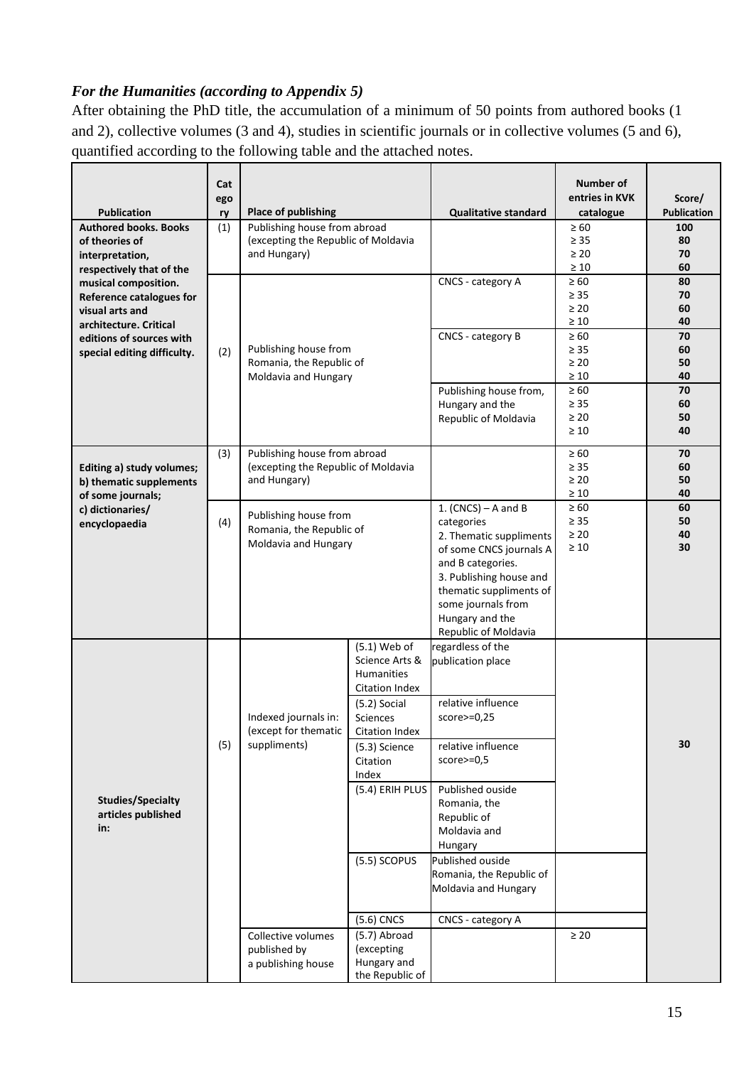### *For the Humanities (according to Appendix 5)*

After obtaining the PhD title, the accumulation of a minimum of 50 points from authored books (1 and 2), collective volumes (3 and 4), studies in scientific journals or in collective volumes (5 and 6), quantified according to the following table and the attached notes.

| Publication | Category | Place of publishing | | Qualitative standard | Number of entries in KVK catalogue | Score/ Publication |
|---|---|---|---|---|---|---|
| **Authored books. Books of theories of interpretation, respectively that of the musical composition. Reference catalogues for visual arts and architecture. Critical editions of sources with special editing difficulty.** | (1) | Publishing house from abroad (excepting the Republic of Moldavia and Hungary) | | | ≥ 60<br>≥ 35<br>≥ 20<br>≥ 10 | **100**<br>**80**<br>**70**<br>**60** |
| | (2) | Publishing house from Romania, the Republic of Moldavia and Hungary | | CNCS - category A | ≥ 60<br>≥ 35<br>≥ 20<br>≥ 10 | **80**<br>**70**<br>**60**<br>**40** |
| | | | | CNCS - category B | ≥ 60<br>≥ 35<br>≥ 20<br>≥ 10 | **70**<br>**60**<br>**50**<br>**40** |
| | | | | Publishing house from, Hungary and the Republic of Moldavia | ≥ 60<br>≥ 35<br>≥ 20<br>≥ 10 | **70**<br>**60**<br>**50**<br>**40** |
| **Editing a) study volumes; b) thematic supplements of some journals; c) dictionaries/ encyclopaedia** | (3) | Publishing house from abroad (excepting the Republic of Moldavia and Hungary) | | | ≥ 60<br>≥ 35<br>≥ 20<br>≥ 10 | **70**<br>**60**<br>**50**<br>**40** |
| | (4) | Publishing house from Romania, the Republic of Moldavia and Hungary | | 1. (CNCS) – A and B categories<br>2. Thematic suppliments of some CNCS journals A and B categories.<br>3. Publishing house and thematic suppliments of some journals from Hungary and the Republic of Moldavia | ≥ 60<br>≥ 35<br>≥ 20<br>≥ 10 | **60**<br>**50**<br>**40**<br>**30** |
| **Studies/Specialty articles published in:** | (5) | Indexed journals in: (except for thematic suppliments) | (5.1) Web of Science Arts & Humanities Citation Index | regardless of the publication place | | **30** |
| | | | (5.2) Social Sciences Citation Index | relative influence score>=0,25 | | |
| | | | (5.3) Science Citation Index | relative influence score>=0,5 | | |
| | | | (5.4) ERIH PLUS | Published ouside Romania, the Republic of Moldavia and Hungary | | |
| | | | (5.5) SCOPUS | Published ouside Romania, the Republic of Moldavia and Hungary | | |
| | | | (5.6) CNCS | CNCS - category A | | |
| | | Collective volumes published by a publishing house | (5.7) Abroad (excepting Hungary and the Republic of | | ≥ 20 | |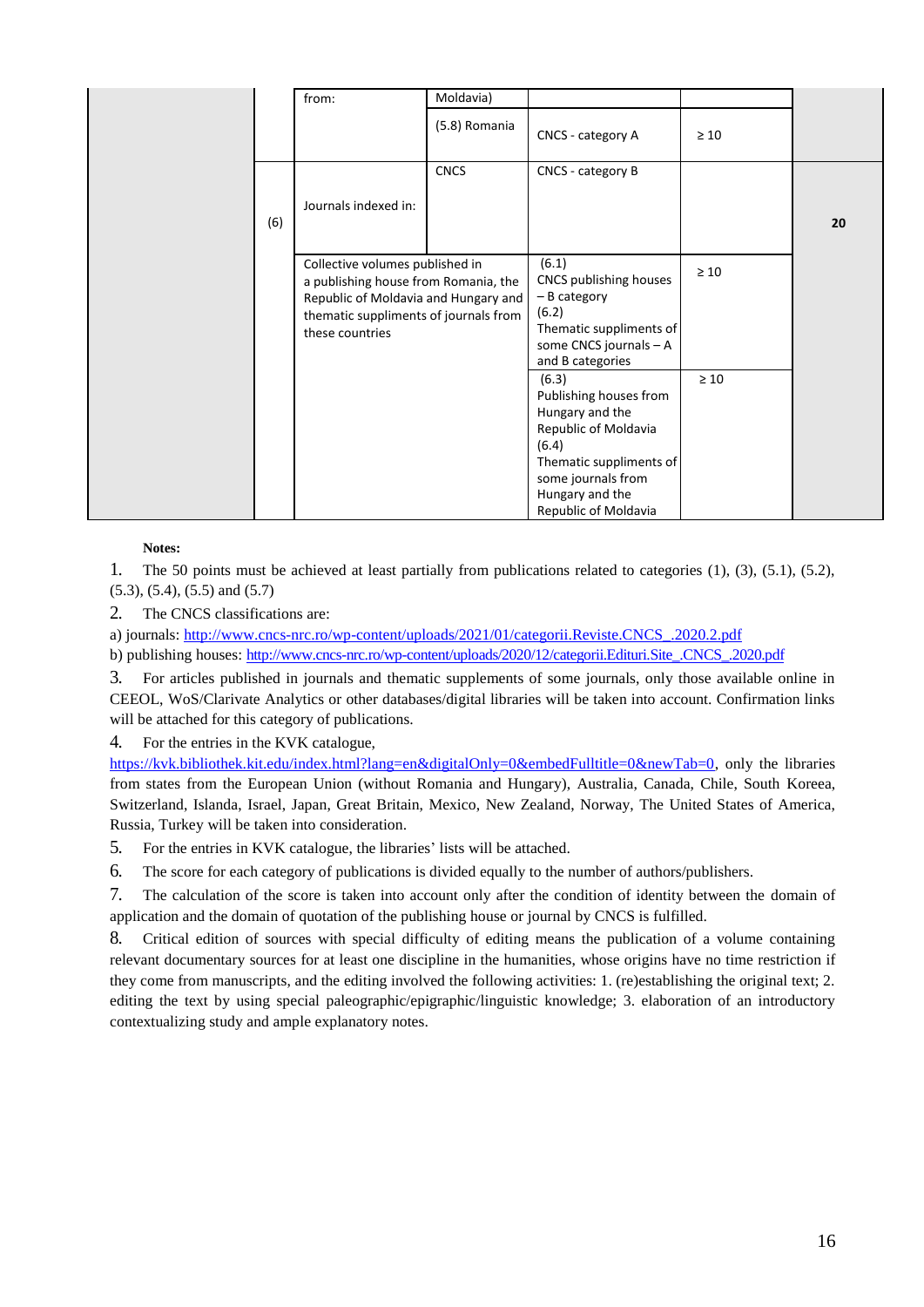| | | | | | | |
|---|---|---|---|---|---|---|
| | | from: | Moldavia) | | | |
| | | | (5.8) Romania | CNCS - category A | ≥ 10 | |
| | (6) | Journals indexed in: | CNCS | CNCS - category B | | 20 |
| | | Collective volumes published in a publishing house from Romania, the Republic of Moldavia and Hungary and thematic suppliments of journals from these countries | | (6.1) CNCS publishing houses – B category (6.2) Thematic suppliments of some CNCS journals – A and B categories | ≥ 10 | |
| | | | | (6.3) Publishing houses from Hungary and the Republic of Moldavia (6.4) Thematic suppliments of some journals from Hungary and the Republic of Moldavia | ≥ 10 | |

**Notes:**

1. The 50 points must be achieved at least partially from publications related to categories (1), (3), (5.1), (5.2), (5.3), (5.4), (5.5) and (5.7)
2. The CNCS classifications are:

a) journals: http://www.cncs-nrc.ro/wp-content/uploads/2021/01/categorii.Reviste.CNCS_.2020.2.pdf

b) publishing houses: http://www.cncs-nrc.ro/wp-content/uploads/2020/12/categorii.Edituri.Site_.CNCS_.2020.pdf

3. For articles published in journals and thematic supplements of some journals, only those available online in CEEOL, WoS/Clarivate Analytics or other databases/digital libraries will be taken into account. Confirmation links will be attached for this category of publications.
4. For the entries in the KVK catalogue, https://kvk.bibliothek.kit.edu/index.html?lang=en&digitalOnly=0&embedFulltitle=0&newTab=0, only the libraries from states from the European Union (without Romania and Hungary), Australia, Canada, Chile, South Koreea, Switzerland, Islanda, Israel, Japan, Great Britain, Mexico, New Zealand, Norway, The United States of America, Russia, Turkey will be taken into consideration.
5. For the entries in KVK catalogue, the libraries' lists will be attached.
6. The score for each category of publications is divided equally to the number of authors/publishers.
7. The calculation of the score is taken into account only after the condition of identity between the domain of application and the domain of quotation of the publishing house or journal by CNCS is fulfilled.
8. Critical edition of sources with special difficulty of editing means the publication of a volume containing relevant documentary sources for at least one discipline in the humanities, whose origins have no time restriction if they come from manuscripts, and the editing involved the following activities: 1. (re)establishing the original text; 2. editing the text by using special paleographic/epigraphic/linguistic knowledge; 3. elaboration of an introductory contextualizing study and ample explanatory notes.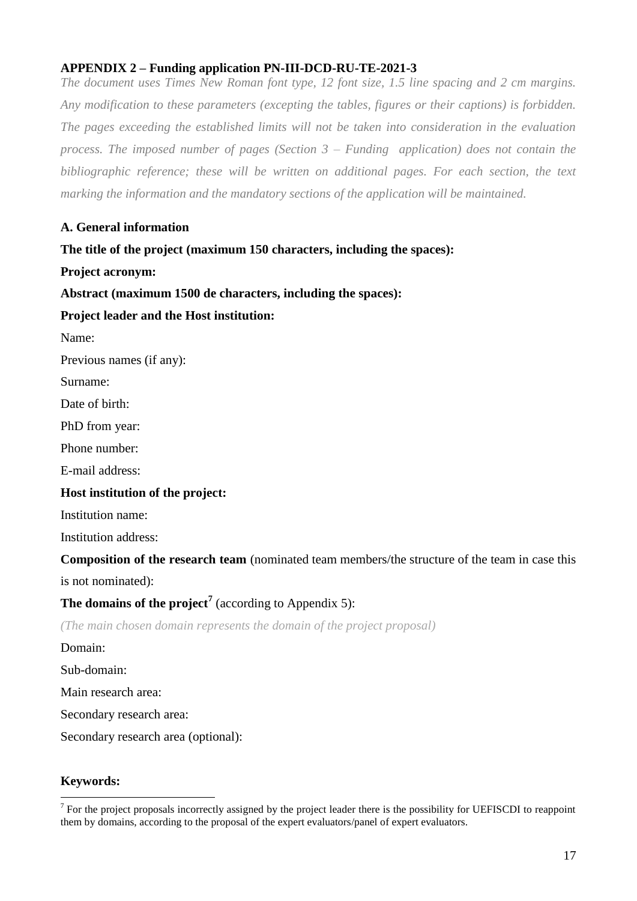**APPENDIX 2 – Funding application PN-III-DCD-RU-TE-2021-3**

*The document uses Times New Roman font type, 12 font size, 1.5 line spacing and 2 cm margins. Any modification to these parameters (excepting the tables, figures or their captions) is forbidden. The pages exceeding the established limits will not be taken into consideration in the evaluation process. The imposed number of pages (Section 3 – Funding application) does not contain the bibliographic reference; these will be written on additional pages. For each section, the text marking the information and the mandatory sections of the application will be maintained.*

**A. General information**

**The title of the project (maximum 150 characters, including the spaces):**

**Project acronym:**

**Abstract (maximum 1500 de characters, including the spaces):**

**Project leader and the Host institution:**

Name:

Previous names (if any):

Surname:

Date of birth:

PhD from year:

Phone number:

E-mail address:

**Host institution of the project:**

Institution name:

Institution address:

**Composition of the research team** (nominated team members/the structure of the team in case this is not nominated):

**The domains of the project**[7] (according to Appendix 5):

*(The main chosen domain represents the domain of the project proposal)*

Domain:

Sub-domain:

Main research area:

Secondary research area:

Secondary research area (optional):

**Keywords:**

[7] For the project proposals incorrectly assigned by the project leader there is the possibility for UEFISCDI to reappoint them by domains, according to the proposal of the expert evaluators/panel of expert evaluators.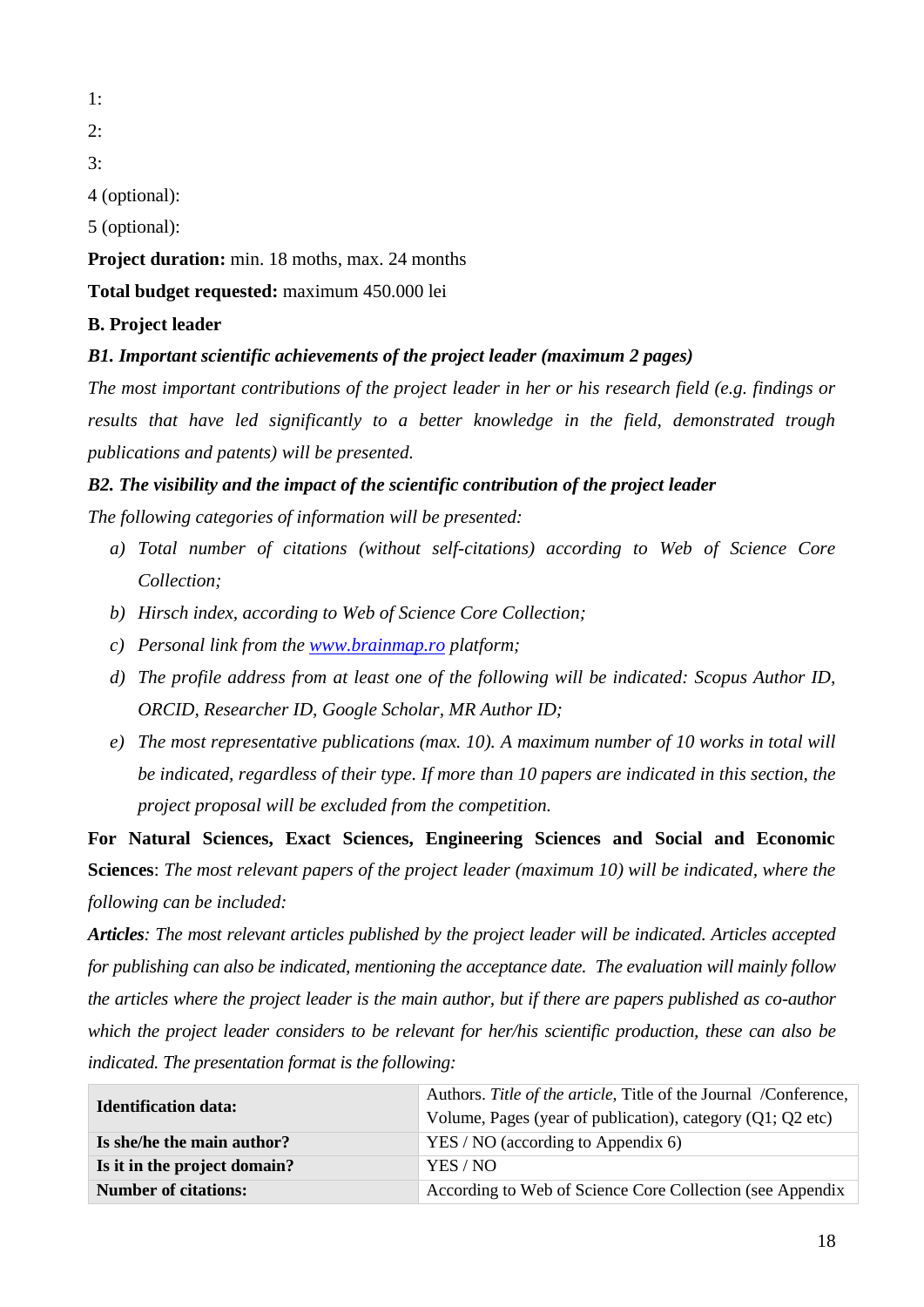1:

2:

3:

4 (optional):

5 (optional):

**Project duration:** min. 18 moths, max. 24 months

**Total budget requested:** maximum 450.000 lei

**B. Project leader**

***B1. Important scientific achievements of the project leader (maximum 2 pages)***

*The most important contributions of the project leader in her or his research field (e.g. findings or results that have led significantly to a better knowledge in the field, demonstrated trough publications and patents) will be presented.*

***B2. The visibility and the impact of the scientific contribution of the project leader***

*The following categories of information will be presented:*

*a) Total number of citations (without self-citations) according to Web of Science Core Collection;*

*b) Hirsch index, according to Web of Science Core Collection;*

*c) Personal link from the [www.brainmap.ro](www.brainmap.ro) platform;*

*d) The profile address from at least one of the following will be indicated: Scopus Author ID, ORCID, Researcher ID, Google Scholar, MR Author ID;*

*e) The most representative publications (max. 10). A maximum number of 10 works in total will be indicated, regardless of their type. If more than 10 papers are indicated in this section, the project proposal will be excluded from the competition.*

**For Natural Sciences, Exact Sciences, Engineering Sciences and Social and Economic Sciences**: *The most relevant papers of the project leader (maximum 10) will be indicated, where the following can be included:*

***Articles****: The most relevant articles published by the project leader will be indicated. Articles accepted for publishing can also be indicated, mentioning the acceptance date. The evaluation will mainly follow the articles where the project leader is the main author, but if there are papers published as co-author which the project leader considers to be relevant for her/his scientific production, these can also be indicated. The presentation format is the following:*

| | |
|---|---|
| **Identification data:** | Authors. *Title of the article*, Title of the Journal /Conference, Volume, Pages (year of publication), category (Q1; Q2 etc) |
| **Is she/he the main author?** | YES / NO (according to Appendix 6) |
| **Is it in the project domain?** | YES / NO |
| **Number of citations:** | According to Web of Science Core Collection (see Appendix |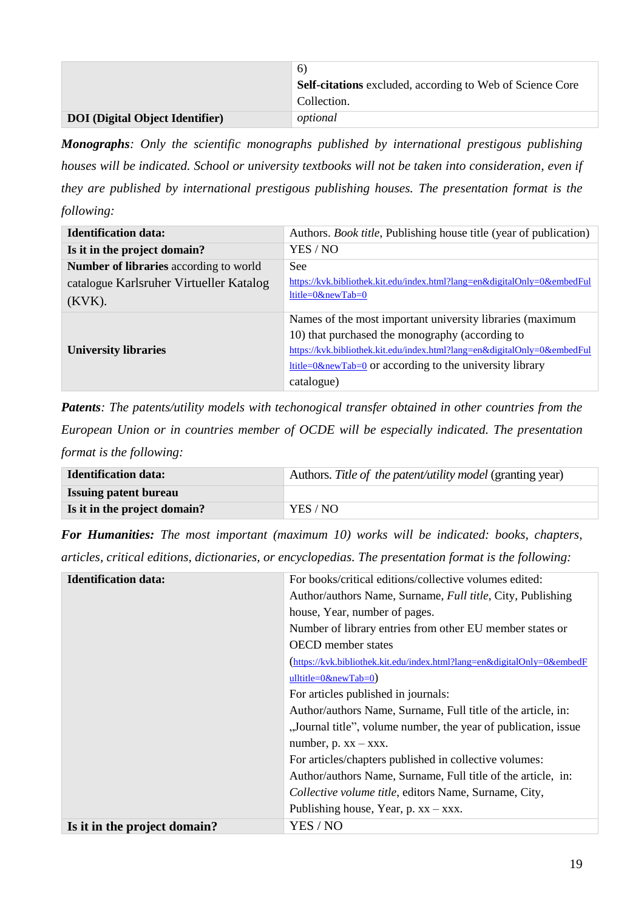| | 6)<br>**Self-citations** excluded, according to Web of Science Core Collection. |
|---|---|
| **DOI (Digital Object Identifier)** | *optional* |

***Monographs**: Only the scientific monographs published by international prestigous publishing houses will be indicated. School or university textbooks will not be taken into consideration, even if they are published by international prestigous publishing houses. The presentation format is the following:*

| **Identification data:** | Authors. *Book title*, Publishing house title (year of publication) |
|---|---|
| **Is it in the project domain?** | YES / NO |
| **Number of libraries** according to world catalogue Karlsruher Virtueller Katalog (KVK). | See https://kvk.bibliothek.kit.edu/index.html?lang=en&digitalOnly=0&embedFulltitle=0&newTab=0 |
| **University libraries** | Names of the most important university libraries (maximum 10) that purchased the monography (according to https://kvk.bibliothek.kit.edu/index.html?lang=en&digitalOnly=0&embedFulltitle=0&newTab=0 or according to the university library catalogue) |

***Patents**: The patents/utility models with techonogical transfer obtained in other countries from the European Union or in countries member of OCDE will be especially indicated. The presentation format is the following:*

| **Identification data:** | Authors. *Title of the patent/utility model* (granting year) |
|---|---|
| **Issuing patent bureau** | |
| **Is it in the project domain?** | YES / NO |

***For Humanities:** The most important (maximum 10) works will be indicated: books, chapters, articles, critical editions, dictionaries, or encyclopedias. The presentation format is the following:*

| **Identification data:** | For books/critical editions/collective volumes edited:<br>Author/authors Name, Surname, *Full title*, City, Publishing house, Year, number of pages.<br>Number of library entries from other EU member states or OECD member states<br>(https://kvk.bibliothek.kit.edu/index.html?lang=en&digitalOnly=0&embedFulltitle=0&newTab=0)<br>For articles published in journals:<br>Author/authors Name, Surname, Full title of the article, in: „Journal title", volume number, the year of publication, issue number, p. xx – xxx.<br>For articles/chapters published in collective volumes:<br>Author/authors Name, Surname, Full title of the article, in: *Collective volume title*, editors Name, Surname, City, Publishing house, Year, p. xx – xxx. |
|---|---|
| **Is it in the project domain?** | YES / NO |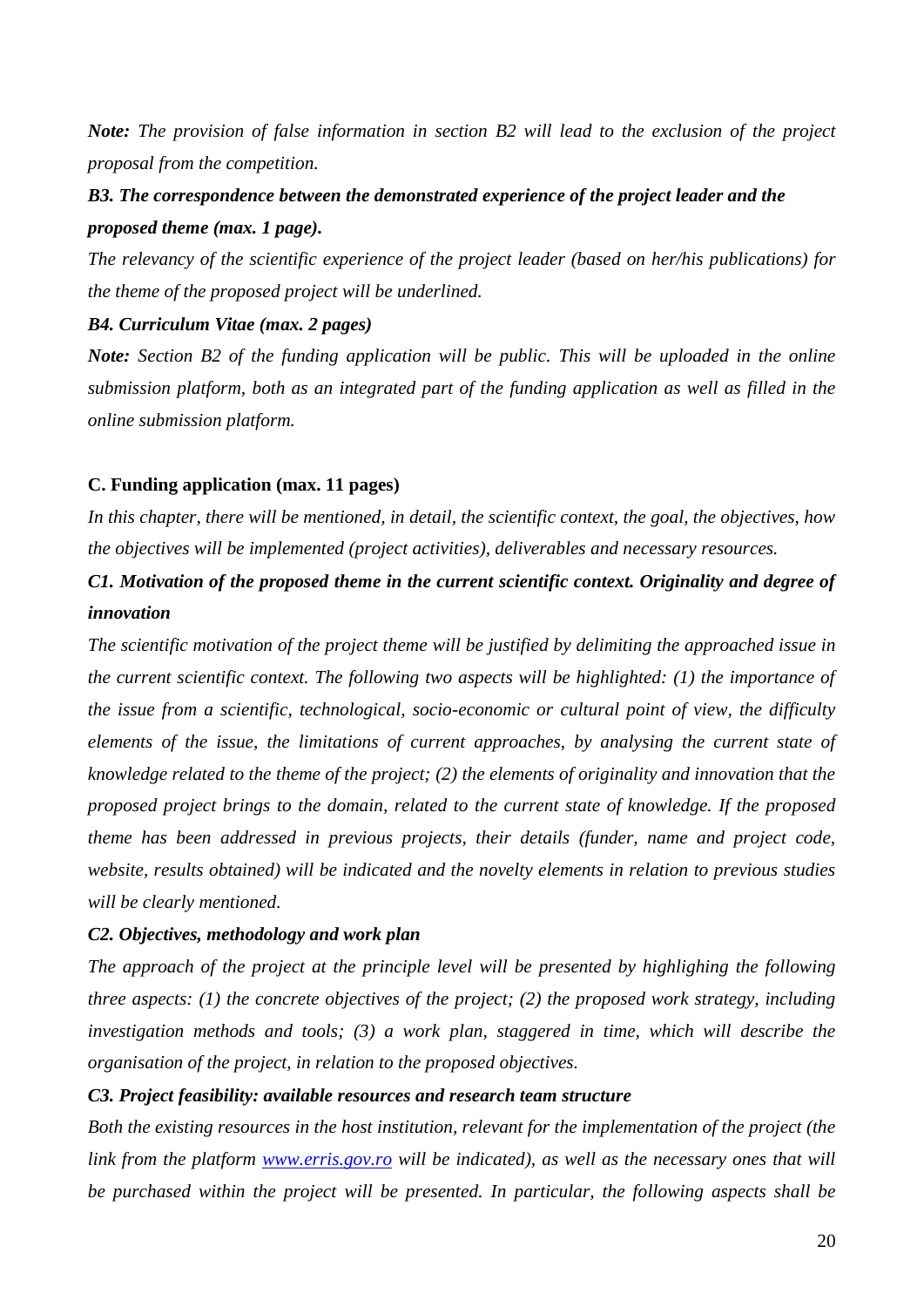***Note:*** *The provision of false information in section B2 will lead to the exclusion of the project proposal from the competition.*

***B3. The correspondence between the demonstrated experience of the project leader and the proposed theme (max. 1 page).***

*The relevancy of the scientific experience of the project leader (based on her/his publications) for the theme of the proposed project will be underlined.*

***B4. Curriculum Vitae (max. 2 pages)***

***Note:*** *Section B2 of the funding application will be public. This will be uploaded in the online submission platform, both as an integrated part of the funding application as well as filled in the online submission platform.*

## C. Funding application (max. 11 pages)

*In this chapter, there will be mentioned, in detail, the scientific context, the goal, the objectives, how the objectives will be implemented (project activities), deliverables and necessary resources.*

***C1. Motivation of the proposed theme in the current scientific context. Originality and degree of innovation***

*The scientific motivation of the project theme will be justified by delimiting the approached issue in the current scientific context. The following two aspects will be highlighted: (1) the importance of the issue from a scientific, technological, socio-economic or cultural point of view, the difficulty elements of the issue, the limitations of current approaches, by analysing the current state of knowledge related to the theme of the project; (2) the elements of originality and innovation that the proposed project brings to the domain, related to the current state of knowledge. If the proposed theme has been addressed in previous projects, their details (funder, name and project code, website, results obtained) will be indicated and the novelty elements in relation to previous studies will be clearly mentioned.*

***C2. Objectives, methodology and work plan***

*The approach of the project at the principle level will be presented by highlighing the following three aspects: (1) the concrete objectives of the project; (2) the proposed work strategy, including investigation methods and tools; (3) a work plan, staggered in time, which will describe the organisation of the project, in relation to the proposed objectives.*

***C3. Project feasibility: available resources and research team structure***

*Both the existing resources in the host institution, relevant for the implementation of the project (the link from the platform [www.erris.gov.ro](http://www.erris.gov.ro) will be indicated), as well as the necessary ones that will be purchased within the project will be presented. In particular, the following aspects shall be*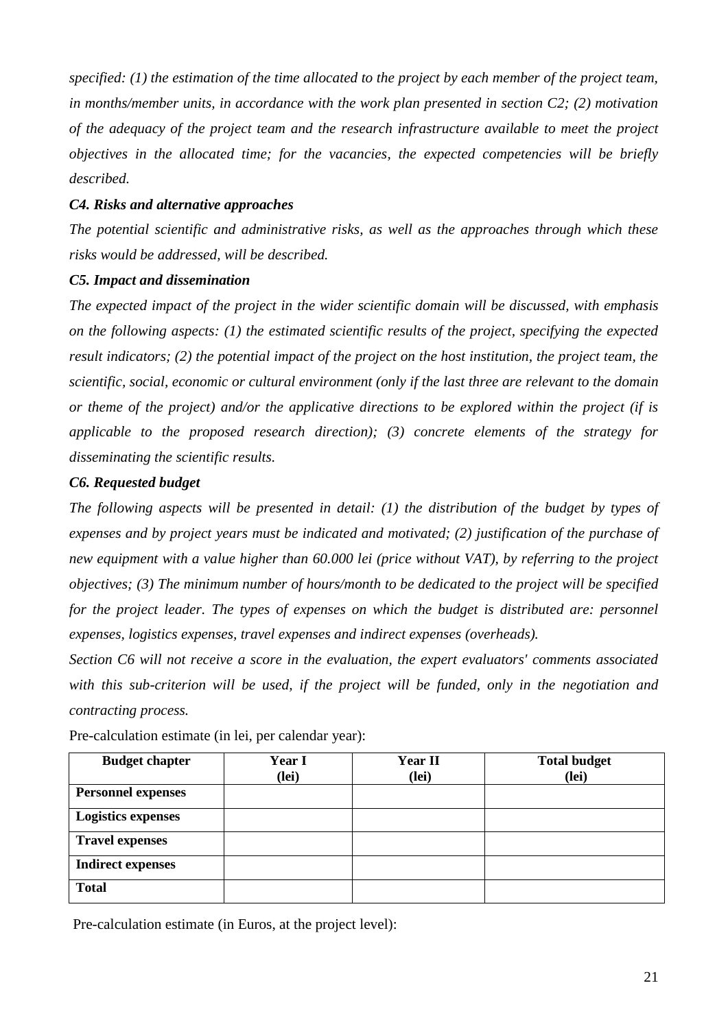*specified: (1) the estimation of the time allocated to the project by each member of the project team, in months/member units, in accordance with the work plan presented in section C2; (2) motivation of the adequacy of the project team and the research infrastructure available to meet the project objectives in the allocated time; for the vacancies, the expected competencies will be briefly described.*

### *C4. Risks and alternative approaches*

*The potential scientific and administrative risks, as well as the approaches through which these risks would be addressed, will be described.*

### *C5. Impact and dissemination*

*The expected impact of the project in the wider scientific domain will be discussed, with emphasis on the following aspects: (1) the estimated scientific results of the project, specifying the expected result indicators; (2) the potential impact of the project on the host institution, the project team, the scientific, social, economic or cultural environment (only if the last three are relevant to the domain or theme of the project) and/or the applicative directions to be explored within the project (if is applicable to the proposed research direction); (3) concrete elements of the strategy for disseminating the scientific results.*

### *C6. Requested budget*

*The following aspects will be presented in detail: (1) the distribution of the budget by types of expenses and by project years must be indicated and motivated; (2) justification of the purchase of new equipment with a value higher than 60.000 lei (price without VAT), by referring to the project objectives; (3) The minimum number of hours/month to be dedicated to the project will be specified for the project leader. The types of expenses on which the budget is distributed are: personnel expenses, logistics expenses, travel expenses and indirect expenses (overheads).*

*Section C6 will not receive a score in the evaluation, the expert evaluators' comments associated with this sub-criterion will be used, if the project will be funded, only in the negotiation and contracting process.*

Pre-calculation estimate (in lei, per calendar year):

| Budget chapter | Year I (lei) | Year II (lei) | Total budget (lei) |
|---|---|---|---|
| **Personnel expenses** | | | |
| **Logistics expenses** | | | |
| **Travel expenses** | | | |
| **Indirect expenses** | | | |
| **Total** | | | |

Pre-calculation estimate (in Euros, at the project level):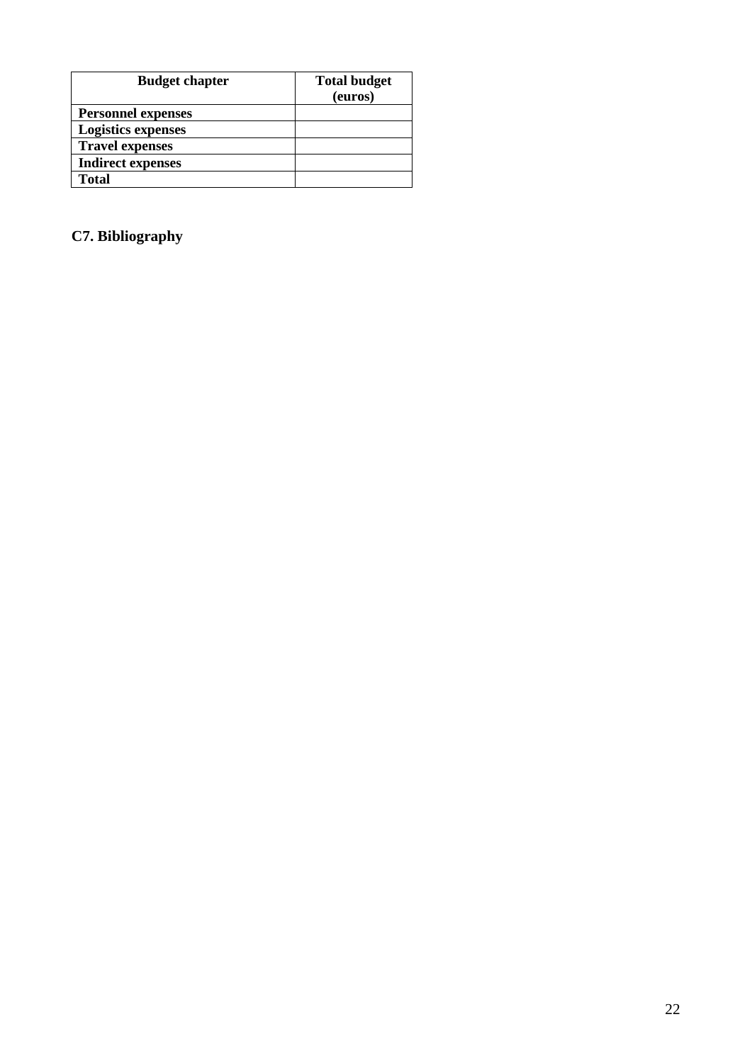| Budget chapter | Total budget (euros) |
| --- | --- |
| **Personnel expenses** | |
| **Logistics expenses** | |
| **Travel expenses** | |
| **Indirect expenses** | |
| **Total** | |

## C7. Bibliography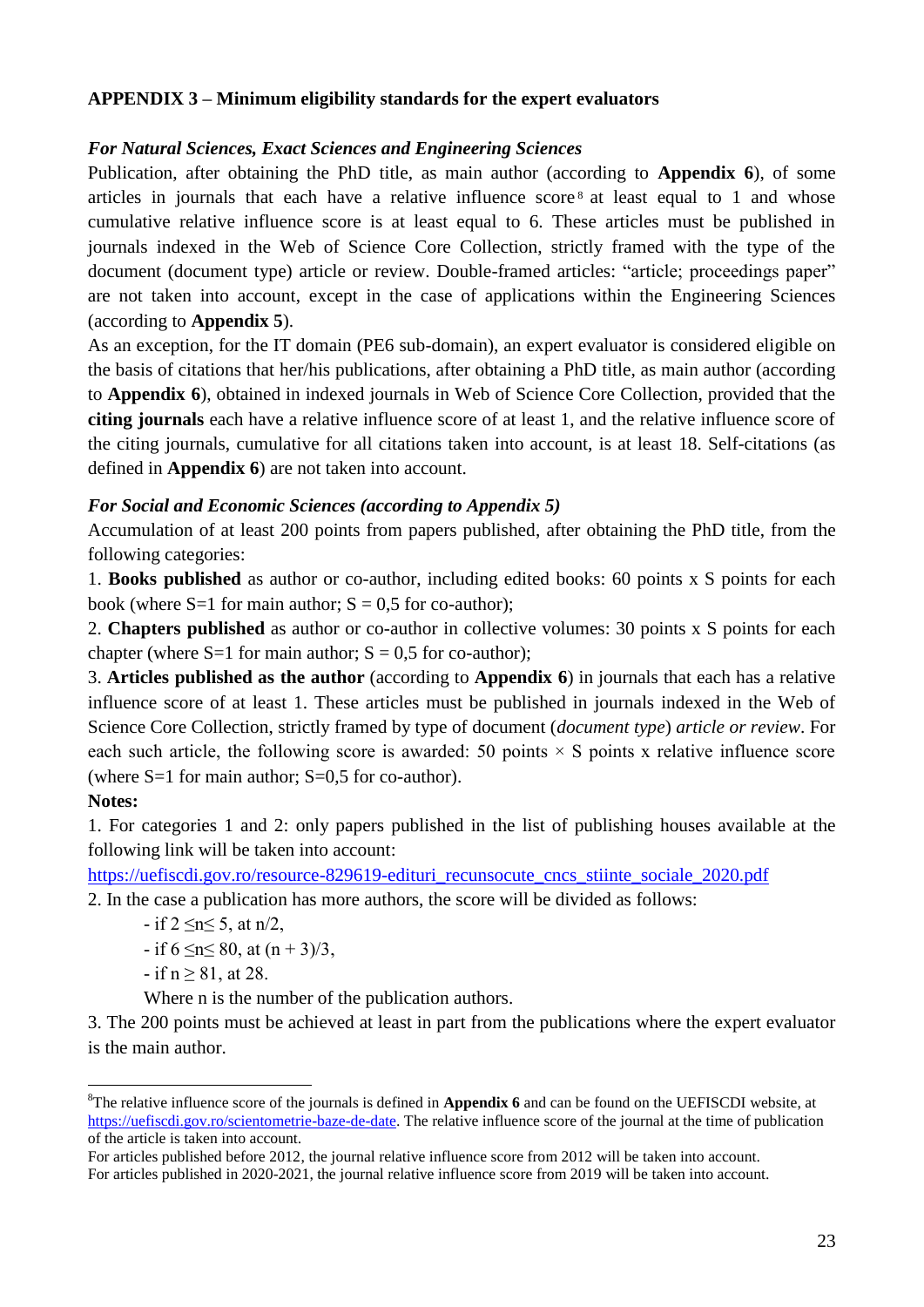**APPENDIX 3 – Minimum eligibility standards for the expert evaluators**

***For Natural Sciences, Exact Sciences and Engineering Sciences***

Publication, after obtaining the PhD title, as main author (according to **Appendix 6**), of some articles in journals that each have a relative influence score[8] at least equal to 1 and whose cumulative relative influence score is at least equal to 6. These articles must be published in journals indexed in the Web of Science Core Collection, strictly framed with the type of the document (document type) article or review. Double-framed articles: "article; proceedings paper" are not taken into account, except in the case of applications within the Engineering Sciences (according to **Appendix 5**).

As an exception, for the IT domain (PE6 sub-domain), an expert evaluator is considered eligible on the basis of citations that her/his publications, after obtaining a PhD title, as main author (according to **Appendix 6**), obtained in indexed journals in Web of Science Core Collection, provided that the **citing journals** each have a relative influence score of at least 1, and the relative influence score of the citing journals, cumulative for all citations taken into account, is at least 18. Self-citations (as defined in **Appendix 6**) are not taken into account.

***For Social and Economic Sciences (according to Appendix 5)***

Accumulation of at least 200 points from papers published, after obtaining the PhD title, from the following categories:

1. **Books published** as author or co-author, including edited books: 60 points x S points for each book (where S=1 for main author; S = 0,5 for co-author);
2. **Chapters published** as author or co-author in collective volumes: 30 points x S points for each chapter (where S=1 for main author; S = 0,5 for co-author);
3. **Articles published as the author** (according to **Appendix 6**) in journals that each has a relative influence score of at least 1. These articles must be published in journals indexed in the Web of Science Core Collection, strictly framed by type of document (*document type*) *article or review*. For each such article, the following score is awarded: 50 points × S points x relative influence score (where S=1 for main author; S=0,5 for co-author).

**Notes:**

1. For categories 1 and 2: only papers published in the list of publishing houses available at the following link will be taken into account: https://uefiscdi.gov.ro/resource-829619-edituri_recunsocute_cncs_stiinte_sociale_2020.pdf
2. In the case a publication has more authors, the score will be divided as follows:
   - if $2 \leq n \leq 5$, at $n/2$,
   - if $6 \leq n \leq 80$, at $(n + 3)/3$,
   - if $n \geq 81$, at 28.

   Where n is the number of the publication authors.
3. The 200 points must be achieved at least in part from the publications where the expert evaluator is the main author.

---

[8] The relative influence score of the journals is defined in **Appendix 6** and can be found on the UEFISCDI website, at https://uefiscdi.gov.ro/scientometrie-baze-de-date. The relative influence score of the journal at the time of publication of the article is taken into account.
For articles published before 2012, the journal relative influence score from 2012 will be taken into account.
For articles published in 2020-2021, the journal relative influence score from 2019 will be taken into account.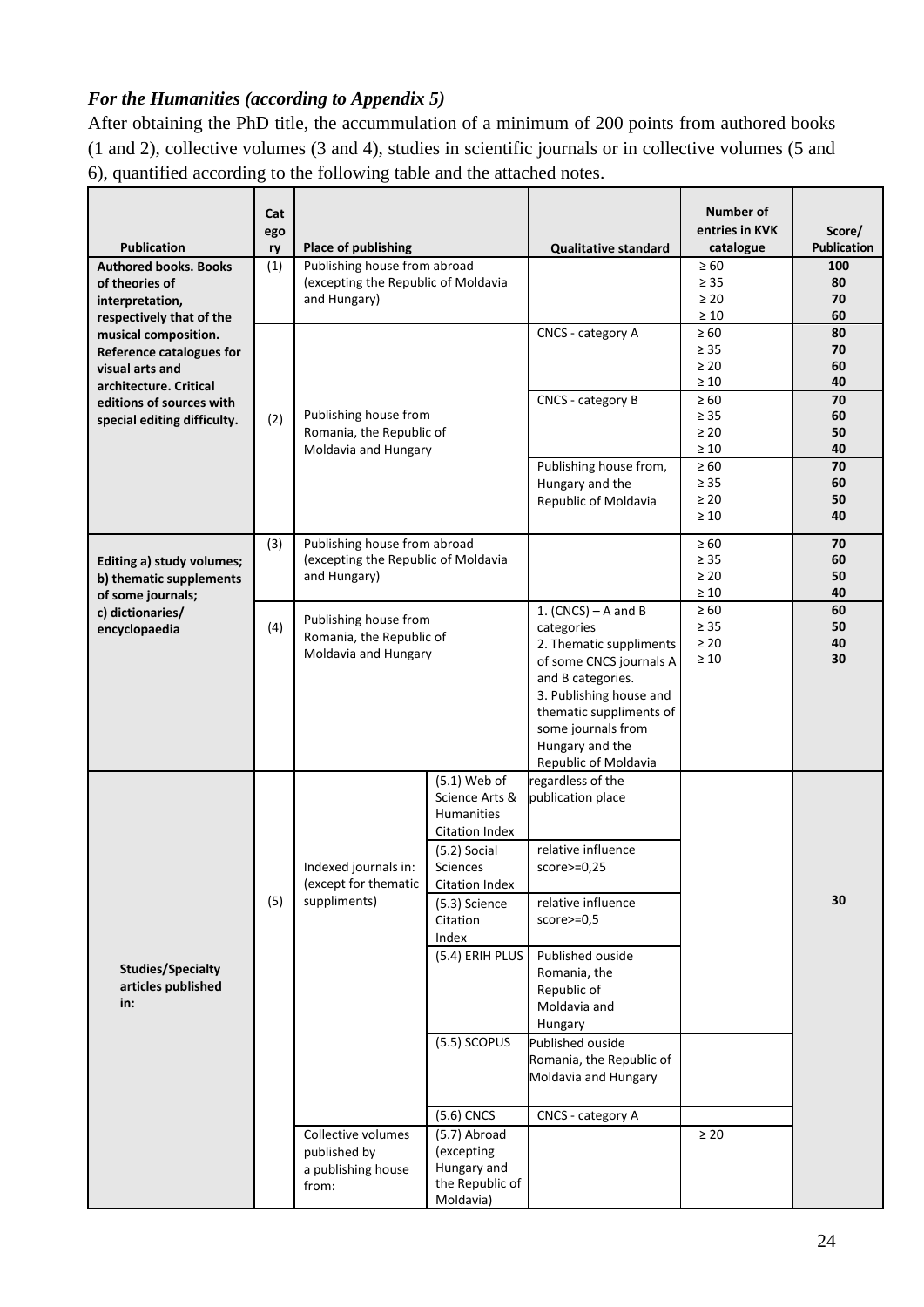*For the Humanities (according to Appendix 5)*

After obtaining the PhD title, the accummulation of a minimum of 200 points from authored books (1 and 2), collective volumes (3 and 4), studies in scientific journals or in collective volumes (5 and 6), quantified according to the following table and the attached notes.

| Publication | Category | Place of publishing | | Qualitative standard | Number of entries in KVK catalogue | Score/ Publication |
|---|---|---|---|---|---|---|
| **Authored books. Books of theories of interpretation, respectively that of the musical composition. Reference catalogues for visual arts and architecture. Critical editions of sources with special editing difficulty.** | (1) | Publishing house from abroad (excepting the Republic of Moldavia and Hungary) | | | ≥ 60<br>≥ 35<br>≥ 20<br>≥ 10 | **100**<br>**80**<br>**70**<br>**60** |
| | (2) | Publishing house from Romania, the Republic of Moldavia and Hungary | | CNCS - category A | ≥ 60<br>≥ 35<br>≥ 20<br>≥ 10 | **80**<br>**70**<br>**60**<br>**40** |
| | | | | CNCS - category B | ≥ 60<br>≥ 35<br>≥ 20<br>≥ 10 | **70**<br>**60**<br>**50**<br>**40** |
| | | | | Publishing house from, Hungary and the Republic of Moldavia | ≥ 60<br>≥ 35<br>≥ 20<br>≥ 10 | **70**<br>**60**<br>**50**<br>**40** |
| **Editing a) study volumes; b) thematic supplements of some journals; c) dictionaries/ encyclopaedia** | (3) | Publishing house from abroad (excepting the Republic of Moldavia and Hungary) | | | ≥ 60<br>≥ 35<br>≥ 20<br>≥ 10 | **70**<br>**60**<br>**50**<br>**40** |
| | (4) | Publishing house from Romania, the Republic of Moldavia and Hungary | | 1. (CNCS) – A and B categories<br>2. Thematic suppliments of some CNCS journals A and B categories.<br>3. Publishing house and thematic suppliments of some journals from Hungary and the Republic of Moldavia | ≥ 60<br>≥ 35<br>≥ 20<br>≥ 10 | **60**<br>**50**<br>**40**<br>**30** |
| **Studies/Specialty articles published in:** | (5) | Indexed journals in: (except for thematic suppliments) | (5.1) Web of Science Arts & Humanities Citation Index | regardless of the publication place | | **30** |
| | | | (5.2) Social Sciences Citation Index | relative influence score>=0,25 | | |
| | | | (5.3) Science Citation Index | relative influence score>=0,5 | | |
| | | | (5.4) ERIH PLUS | Published ouside Romania, the Republic of Moldavia and Hungary | | |
| | | | (5.5) SCOPUS | Published ouside Romania, the Republic of Moldavia and Hungary | | |
| | | | (5.6) CNCS | CNCS - category A | | |
| | | Collective volumes published by a publishing house from: | (5.7) Abroad (excepting Hungary and the Republic of Moldavia) | | ≥ 20 | |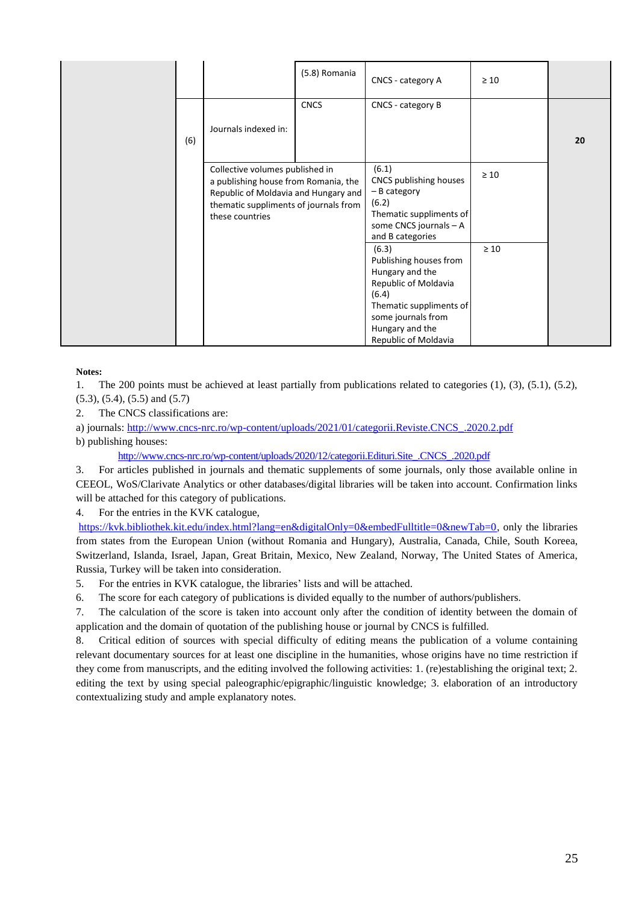| | | | | | | |
|---|---|---|---|---|---|---|
| | | | (5.8) Romania | CNCS - category A | ≥ 10 | |
| | (6) | Journals indexed in: | CNCS | CNCS - category B | | 20 |
| | | Collective volumes published in a publishing house from Romania, the Republic of Moldavia and Hungary and thematic suppliments of journals from these countries | | (6.1) CNCS publishing houses – B category (6.2) Thematic suppliments of some CNCS journals – A and B categories | ≥ 10 | |
| | | | | (6.3) Publishing houses from Hungary and the Republic of Moldavia (6.4) Thematic suppliments of some journals from Hungary and the Republic of Moldavia | ≥ 10 | |

**Notes:**

1. The 200 points must be achieved at least partially from publications related to categories (1), (3), (5.1), (5.2), (5.3), (5.4), (5.5) and (5.7)
2. The CNCS classifications are:

a) journals: http://www.cncs-nrc.ro/wp-content/uploads/2021/01/categorii.Reviste.CNCS_.2020.2.pdf

b) publishing houses:

http://www.cncs-nrc.ro/wp-content/uploads/2020/12/categorii.Edituri.Site_.CNCS_.2020.pdf

3. For articles published in journals and thematic supplements of some journals, only those available online in CEEOL, WoS/Clarivate Analytics or other databases/digital libraries will be taken into account. Confirmation links will be attached for this category of publications.
4. For the entries in the KVK catalogue, https://kvk.bibliothek.kit.edu/index.html?lang=en&digitalOnly=0&embedFulltitle=0&newTab=0, only the libraries from states from the European Union (without Romania and Hungary), Australia, Canada, Chile, South Koreea, Switzerland, Islanda, Israel, Japan, Great Britain, Mexico, New Zealand, Norway, The United States of America, Russia, Turkey will be taken into consideration.
5. For the entries in KVK catalogue, the libraries' lists and will be attached.
6. The score for each category of publications is divided equally to the number of authors/publishers.
7. The calculation of the score is taken into account only after the condition of identity between the domain of application and the domain of quotation of the publishing house or journal by CNCS is fulfilled.
8. Critical edition of sources with special difficulty of editing means the publication of a volume containing relevant documentary sources for at least one discipline in the humanities, whose origins have no time restriction if they come from manuscripts, and the editing involved the following activities: 1. (re)establishing the original text; 2. editing the text by using special paleographic/epigraphic/linguistic knowledge; 3. elaboration of an introductory contextualizing study and ample explanatory notes.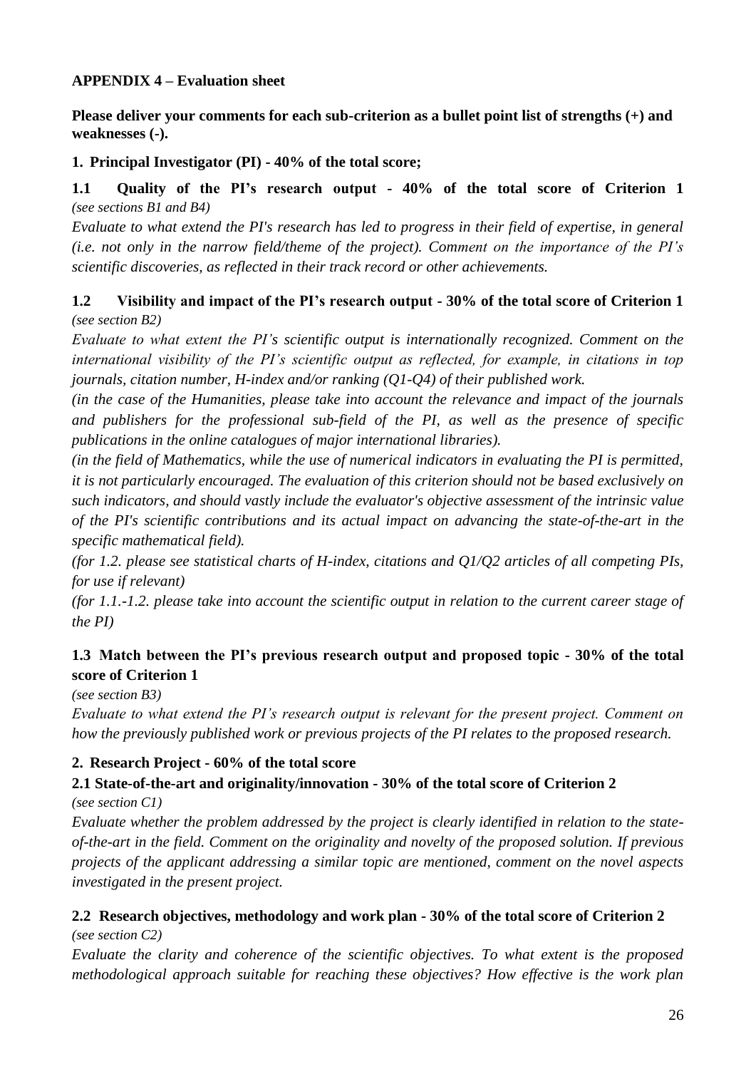**APPENDIX 4 – Evaluation sheet**

**Please deliver your comments for each sub-criterion as a bullet point list of strengths (+) and weaknesses (-).**

**1. Principal Investigator (PI) - 40% of the total score;**

**1.1 Quality of the PI's research output - 40% of the total score of Criterion 1** *(see sections B1 and B4)*

*Evaluate to what extend the PI's research has led to progress in their field of expertise, in general (i.e. not only in the narrow field/theme of the project). Comment on the importance of the PI's scientific discoveries, as reflected in their track record or other achievements.*

**1.2 Visibility and impact of the PI's research output - 30% of the total score of Criterion 1** *(see section B2)*

*Evaluate to what extent the PI's scientific output is internationally recognized. Comment on the international visibility of the PI's scientific output as reflected, for example, in citations in top journals, citation number, H-index and/or ranking (Q1-Q4) of their published work.*

*(in the case of the Humanities, please take into account the relevance and impact of the journals and publishers for the professional sub-field of the PI, as well as the presence of specific publications in the online catalogues of major international libraries).*

*(in the field of Mathematics, while the use of numerical indicators in evaluating the PI is permitted, it is not particularly encouraged. The evaluation of this criterion should not be based exclusively on such indicators, and should vastly include the evaluator's objective assessment of the intrinsic value of the PI's scientific contributions and its actual impact on advancing the state-of-the-art in the specific mathematical field).*

*(for 1.2. please see statistical charts of H-index, citations and Q1/Q2 articles of all competing PIs, for use if relevant)*

*(for 1.1.-1.2. please take into account the scientific output in relation to the current career stage of the PI)*

**1.3 Match between the PI's previous research output and proposed topic - 30% of the total score of Criterion 1**

*(see section B3)*

*Evaluate to what extend the PI's research output is relevant for the present project. Comment on how the previously published work or previous projects of the PI relates to the proposed research.*

**2. Research Project - 60% of the total score**

**2.1 State-of-the-art and originality/innovation - 30% of the total score of Criterion 2**

*(see section C1)*

*Evaluate whether the problem addressed by the project is clearly identified in relation to the state-of-the-art in the field. Comment on the originality and novelty of the proposed solution. If previous projects of the applicant addressing a similar topic are mentioned, comment on the novel aspects investigated in the present project.*

**2.2 Research objectives, methodology and work plan - 30% of the total score of Criterion 2**

*(see section C2)*

*Evaluate the clarity and coherence of the scientific objectives. To what extent is the proposed methodological approach suitable for reaching these objectives? How effective is the work plan*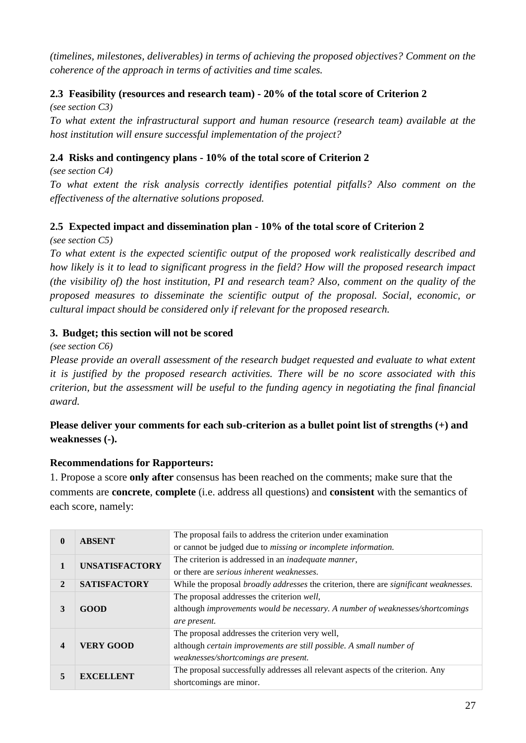*(timelines, milestones, deliverables) in terms of achieving the proposed objectives? Comment on the coherence of the approach in terms of activities and time scales.*

### 2.3 Feasibility (resources and research team) - 20% of the total score of Criterion 2

*(see section C3)*

*To what extent the infrastructural support and human resource (research team) available at the host institution will ensure successful implementation of the project?*

### 2.4 Risks and contingency plans - 10% of the total score of Criterion 2

*(see section C4)*

*To what extent the risk analysis correctly identifies potential pitfalls? Also comment on the effectiveness of the alternative solutions proposed.*

### 2.5 Expected impact and dissemination plan - 10% of the total score of Criterion 2

*(see section C5)*

*To what extent is the expected scientific output of the proposed work realistically described and how likely is it to lead to significant progress in the field? How will the proposed research impact (the visibility of) the host institution, PI and research team? Also, comment on the quality of the proposed measures to disseminate the scientific output of the proposal. Social, economic, or cultural impact should be considered only if relevant for the proposed research.*

### 3. Budget; this section will not be scored

*(see section C6)*

*Please provide an overall assessment of the research budget requested and evaluate to what extent it is justified by the proposed research activities. There will be no score associated with this criterion, but the assessment will be useful to the funding agency in negotiating the final financial award.*

**Please deliver your comments for each sub-criterion as a bullet point list of strengths (+) and weaknesses (-).**

**Recommendations for Rapporteurs:**

1. Propose a score **only after** consensus has been reached on the comments; make sure that the comments are **concrete**, **complete** (i.e. address all questions) and **consistent** with the semantics of each score, namely:

| | | |
|---|---|---|
| **0** | **ABSENT** | The proposal fails to address the criterion under examination or cannot be judged due to *missing or incomplete information.* |
| **1** | **UNSATISFACTORY** | The criterion is addressed in an *inadequate manner*, or there are *serious inherent weaknesses.* |
| **2** | **SATISFACTORY** | While the proposal *broadly addresses* the criterion, there are *significant weaknesses.* |
| **3** | **GOOD** | The proposal addresses the criterion *well*, although *improvements would be necessary. A number of weaknesses/shortcomings are present.* |
| **4** | **VERY GOOD** | The proposal addresses the criterion very well, although *certain improvements are still possible. A small number of weaknesses/shortcomings are present.* |
| **5** | **EXCELLENT** | The proposal successfully addresses all relevant aspects of the criterion. Any shortcomings are minor. |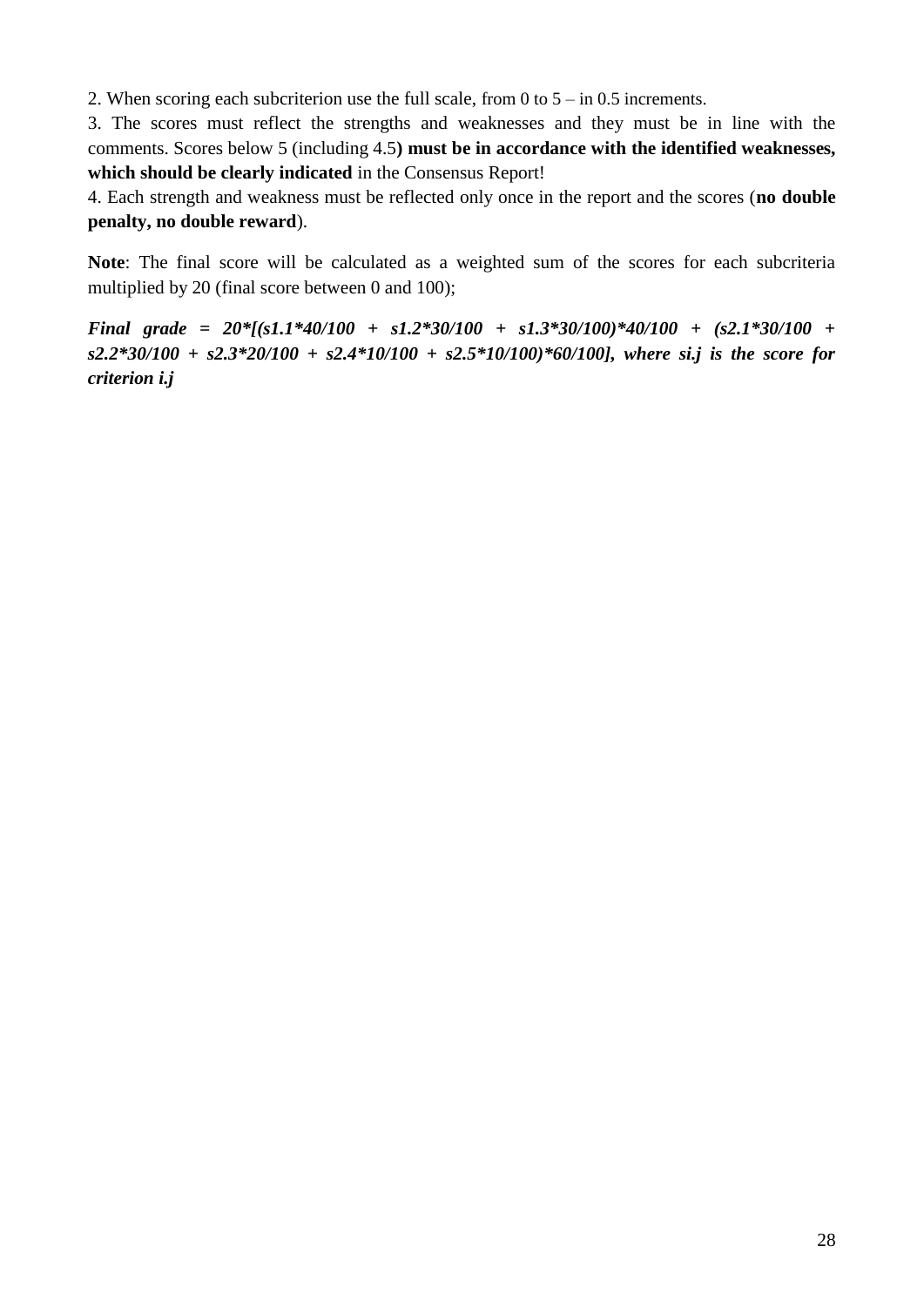2. When scoring each subcriterion use the full scale, from 0 to 5 – in 0.5 increments.

3. The scores must reflect the strengths and weaknesses and they must be in line with the comments. Scores below 5 (including 4.5**) must be in accordance with the identified weaknesses, which should be clearly indicated** in the Consensus Report!

4. Each strength and weakness must be reflected only once in the report and the scores (**no double penalty, no double reward**).

**Note**: The final score will be calculated as a weighted sum of the scores for each subcriteria multiplied by 20 (final score between 0 and 100);

***Final grade = 20*[(s1.1*40/100 + s1.2*30/100 + s1.3*30/100)*40/100 + (s2.1*30/100 + s2.2*30/100 + s2.3*20/100 + s2.4*10/100 + s2.5*10/100)*60/100], where si.j is the score for criterion i.j***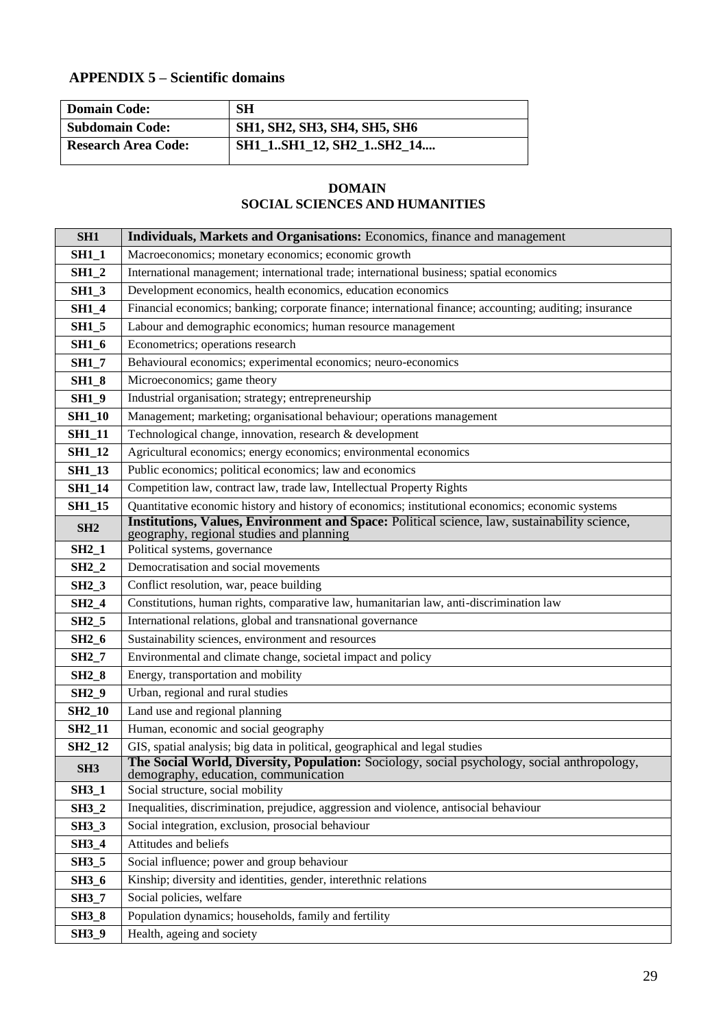## APPENDIX 5 – Scientific domains

| **Domain Code:** | **SH** |
|---|---|
| **Subdomain Code:** | **SH1, SH2, SH3, SH4, SH5, SH6** |
| **Research Area Code:** | **SH1_1..SH1_12, SH2_1..SH2_14....** |

### DOMAIN
### SOCIAL SCIENCES AND HUMANITIES

| **SH1** | **Individuals, Markets and Organisations:** Economics, finance and management |
|---|---|
| **SH1_1** | Macroeconomics; monetary economics; economic growth |
| **SH1_2** | International management; international trade; international business; spatial economics |
| **SH1_3** | Development economics, health economics, education economics |
| **SH1_4** | Financial economics; banking; corporate finance; international finance; accounting; auditing; insurance |
| **SH1_5** | Labour and demographic economics; human resource management |
| **SH1_6** | Econometrics; operations research |
| **SH1_7** | Behavioural economics; experimental economics; neuro-economics |
| **SH1_8** | Microeconomics; game theory |
| **SH1_9** | Industrial organisation; strategy; entrepreneurship |
| **SH1_10** | Management; marketing; organisational behaviour; operations management |
| **SH1_11** | Technological change, innovation, research & development |
| **SH1_12** | Agricultural economics; energy economics; environmental economics |
| **SH1_13** | Public economics; political economics; law and economics |
| **SH1_14** | Competition law, contract law, trade law, Intellectual Property Rights |
| **SH1_15** | Quantitative economic history and history of economics; institutional economics; economic systems |
| **SH2** | **Institutions, Values, Environment and Space:** Political science, law, sustainability science, geography, regional studies and planning |
| **SH2_1** | Political systems, governance |
| **SH2_2** | Democratisation and social movements |
| **SH2_3** | Conflict resolution, war, peace building |
| **SH2_4** | Constitutions, human rights, comparative law, humanitarian law, anti-discrimination law |
| **SH2_5** | International relations, global and transnational governance |
| **SH2_6** | Sustainability sciences, environment and resources |
| **SH2_7** | Environmental and climate change, societal impact and policy |
| **SH2_8** | Energy, transportation and mobility |
| **SH2_9** | Urban, regional and rural studies |
| **SH2_10** | Land use and regional planning |
| **SH2_11** | Human, economic and social geography |
| **SH2_12** | GIS, spatial analysis; big data in political, geographical and legal studies |
| **SH3** | **The Social World, Diversity, Population:** Sociology, social psychology, social anthropology, demography, education, communication |
| **SH3_1** | Social structure, social mobility |
| **SH3_2** | Inequalities, discrimination, prejudice, aggression and violence, antisocial behaviour |
| **SH3_3** | Social integration, exclusion, prosocial behaviour |
| **SH3_4** | Attitudes and beliefs |
| **SH3_5** | Social influence; power and group behaviour |
| **SH3_6** | Kinship; diversity and identities, gender, interethnic relations |
| **SH3_7** | Social policies, welfare |
| **SH3_8** | Population dynamics; households, family and fertility |
| **SH3_9** | Health, ageing and society |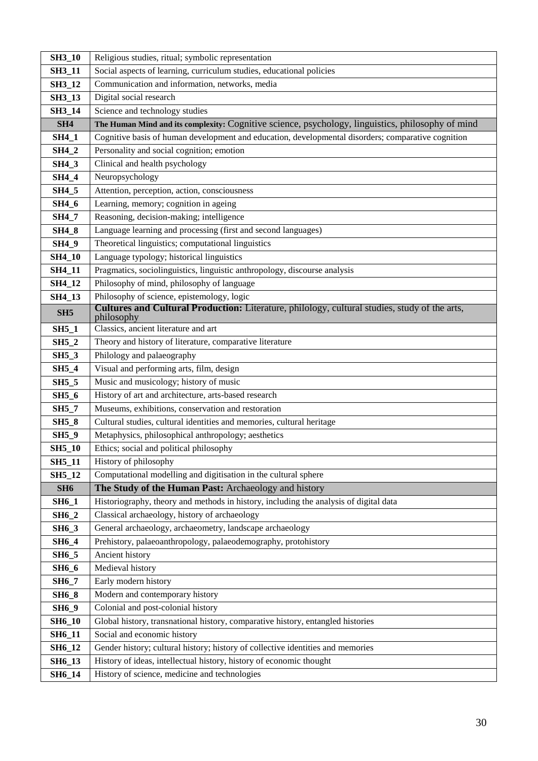| | |
|---|---|
| **SH3_10** | Religious studies, ritual; symbolic representation |
| **SH3_11** | Social aspects of learning, curriculum studies, educational policies |
| **SH3_12** | Communication and information, networks, media |
| **SH3_13** | Digital social research |
| **SH3_14** | Science and technology studies |
| **SH4** | **The Human Mind and its complexity:** Cognitive science, psychology, linguistics, philosophy of mind |
| **SH4_1** | Cognitive basis of human development and education, developmental disorders; comparative cognition |
| **SH4_2** | Personality and social cognition; emotion |
| **SH4_3** | Clinical and health psychology |
| **SH4_4** | Neuropsychology |
| **SH4_5** | Attention, perception, action, consciousness |
| **SH4_6** | Learning, memory; cognition in ageing |
| **SH4_7** | Reasoning, decision-making; intelligence |
| **SH4_8** | Language learning and processing (first and second languages) |
| **SH4_9** | Theoretical linguistics; computational linguistics |
| **SH4_10** | Language typology; historical linguistics |
| **SH4_11** | Pragmatics, sociolinguistics, linguistic anthropology, discourse analysis |
| **SH4_12** | Philosophy of mind, philosophy of language |
| **SH4_13** | Philosophy of science, epistemology, logic |
| **SH5** | **Cultures and Cultural Production:** Literature, philology, cultural studies, study of the arts, philosophy |
| **SH5_1** | Classics, ancient literature and art |
| **SH5_2** | Theory and history of literature, comparative literature |
| **SH5_3** | Philology and palaeography |
| **SH5_4** | Visual and performing arts, film, design |
| **SH5_5** | Music and musicology; history of music |
| **SH5_6** | History of art and architecture, arts-based research |
| **SH5_7** | Museums, exhibitions, conservation and restoration |
| **SH5_8** | Cultural studies, cultural identities and memories, cultural heritage |
| **SH5_9** | Metaphysics, philosophical anthropology; aesthetics |
| **SH5_10** | Ethics; social and political philosophy |
| **SH5_11** | History of philosophy |
| **SH5_12** | Computational modelling and digitisation in the cultural sphere |
| **SH6** | **The Study of the Human Past:** Archaeology and history |
| **SH6_1** | Historiography, theory and methods in history, including the analysis of digital data |
| **SH6_2** | Classical archaeology, history of archaeology |
| **SH6_3** | General archaeology, archaeometry, landscape archaeology |
| **SH6_4** | Prehistory, palaeoanthropology, palaeodemography, protohistory |
| **SH6_5** | Ancient history |
| **SH6_6** | Medieval history |
| **SH6_7** | Early modern history |
| **SH6_8** | Modern and contemporary history |
| **SH6_9** | Colonial and post-colonial history |
| **SH6_10** | Global history, transnational history, comparative history, entangled histories |
| **SH6_11** | Social and economic history |
| **SH6_12** | Gender history; cultural history; history of collective identities and memories |
| **SH6_13** | History of ideas, intellectual history, history of economic thought |
| **SH6_14** | History of science, medicine and technologies |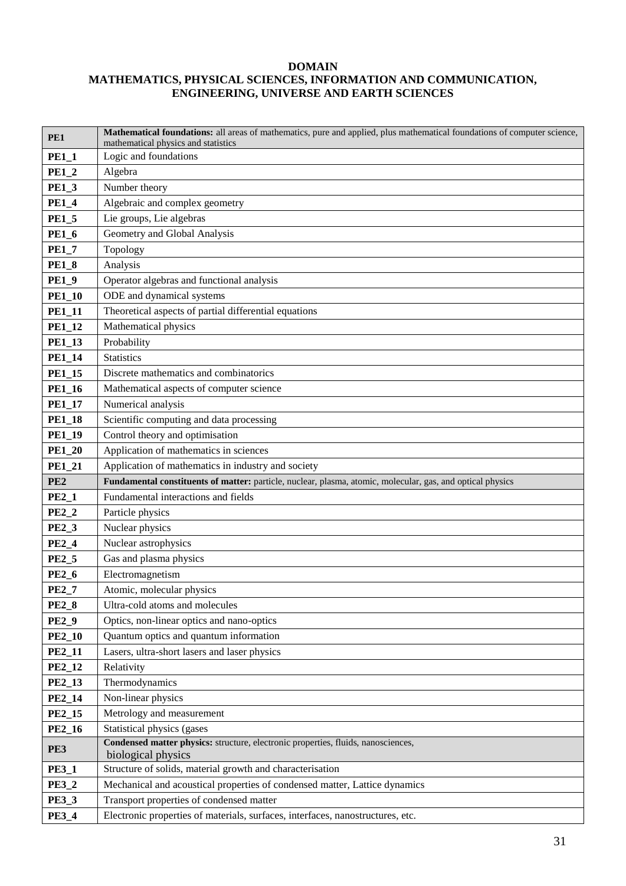**DOMAIN**
**MATHEMATICS, PHYSICAL SCIENCES, INFORMATION AND COMMUNICATION, ENGINEERING, UNIVERSE AND EARTH SCIENCES**

| | |
|---|---|
| **PE1** | **Mathematical foundations:** all areas of mathematics, pure and applied, plus mathematical foundations of computer science, mathematical physics and statistics |
| **PE1_1** | Logic and foundations |
| **PE1_2** | Algebra |
| **PE1_3** | Number theory |
| **PE1_4** | Algebraic and complex geometry |
| **PE1_5** | Lie groups, Lie algebras |
| **PE1_6** | Geometry and Global Analysis |
| **PE1_7** | Topology |
| **PE1_8** | Analysis |
| **PE1_9** | Operator algebras and functional analysis |
| **PE1_10** | ODE and dynamical systems |
| **PE1_11** | Theoretical aspects of partial differential equations |
| **PE1_12** | Mathematical physics |
| **PE1_13** | Probability |
| **PE1_14** | Statistics |
| **PE1_15** | Discrete mathematics and combinatorics |
| **PE1_16** | Mathematical aspects of computer science |
| **PE1_17** | Numerical analysis |
| **PE1_18** | Scientific computing and data processing |
| **PE1_19** | Control theory and optimisation |
| **PE1_20** | Application of mathematics in sciences |
| **PE1_21** | Application of mathematics in industry and society |
| **PE2** | **Fundamental constituents of matter:** particle, nuclear, plasma, atomic, molecular, gas, and optical physics |
| **PE2_1** | Fundamental interactions and fields |
| **PE2_2** | Particle physics |
| **PE2_3** | Nuclear physics |
| **PE2_4** | Nuclear astrophysics |
| **PE2_5** | Gas and plasma physics |
| **PE2_6** | Electromagnetism |
| **PE2_7** | Atomic, molecular physics |
| **PE2_8** | Ultra-cold atoms and molecules |
| **PE2_9** | Optics, non-linear optics and nano-optics |
| **PE2_10** | Quantum optics and quantum information |
| **PE2_11** | Lasers, ultra-short lasers and laser physics |
| **PE2_12** | Relativity |
| **PE2_13** | Thermodynamics |
| **PE2_14** | Non-linear physics |
| **PE2_15** | Metrology and measurement |
| **PE2_16** | Statistical physics (gases |
| **PE3** | **Condensed matter physics:** structure, electronic properties, fluids, nanosciences, biological physics |
| **PE3_1** | Structure of solids, material growth and characterisation |
| **PE3_2** | Mechanical and acoustical properties of condensed matter, Lattice dynamics |
| **PE3_3** | Transport properties of condensed matter |
| **PE3_4** | Electronic properties of materials, surfaces, interfaces, nanostructures, etc. |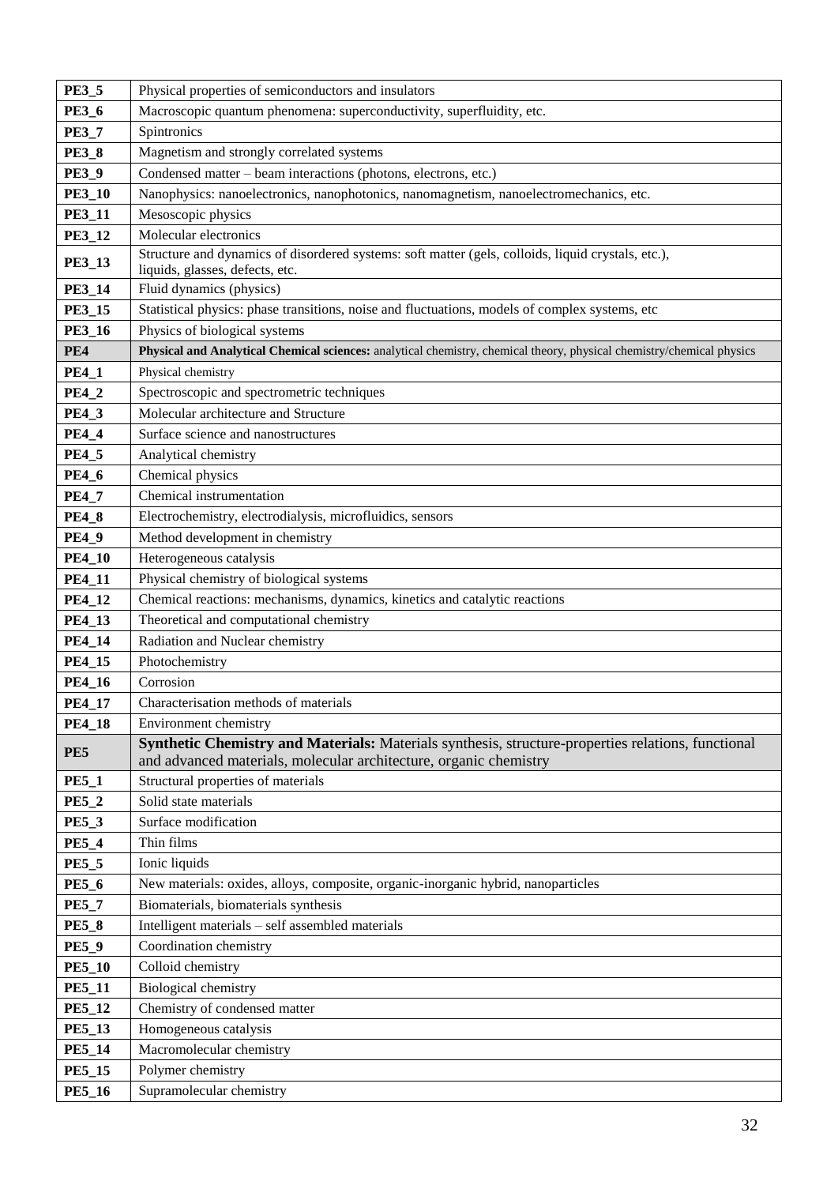| | |
|---|---|
| **PE3_5** | Physical properties of semiconductors and insulators |
| **PE3_6** | Macroscopic quantum phenomena: superconductivity, superfluidity, etc. |
| **PE3_7** | Spintronics |
| **PE3_8** | Magnetism and strongly correlated systems |
| **PE3_9** | Condensed matter – beam interactions (photons, electrons, etc.) |
| **PE3_10** | Nanophysics: nanoelectronics, nanophotonics, nanomagnetism, nanoelectromechanics, etc. |
| **PE3_11** | Mesoscopic physics |
| **PE3_12** | Molecular electronics |
| **PE3_13** | Structure and dynamics of disordered systems: soft matter (gels, colloids, liquid crystals, etc.), liquids, glasses, defects, etc. |
| **PE3_14** | Fluid dynamics (physics) |
| **PE3_15** | Statistical physics: phase transitions, noise and fluctuations, models of complex systems, etc |
| **PE3_16** | Physics of biological systems |
| **PE4** | **Physical and Analytical Chemical sciences:** analytical chemistry, chemical theory, physical chemistry/chemical physics |
| **PE4_1** | Physical chemistry |
| **PE4_2** | Spectroscopic and spectrometric techniques |
| **PE4_3** | Molecular architecture and Structure |
| **PE4_4** | Surface science and nanostructures |
| **PE4_5** | Analytical chemistry |
| **PE4_6** | Chemical physics |
| **PE4_7** | Chemical instrumentation |
| **PE4_8** | Electrochemistry, electrodialysis, microfluidics, sensors |
| **PE4_9** | Method development in chemistry |
| **PE4_10** | Heterogeneous catalysis |
| **PE4_11** | Physical chemistry of biological systems |
| **PE4_12** | Chemical reactions: mechanisms, dynamics, kinetics and catalytic reactions |
| **PE4_13** | Theoretical and computational chemistry |
| **PE4_14** | Radiation and Nuclear chemistry |
| **PE4_15** | Photochemistry |
| **PE4_16** | Corrosion |
| **PE4_17** | Characterisation methods of materials |
| **PE4_18** | Environment chemistry |
| **PE5** | **Synthetic Chemistry and Materials:** Materials synthesis, structure-properties relations, functional and advanced materials, molecular architecture, organic chemistry |
| **PE5_1** | Structural properties of materials |
| **PE5_2** | Solid state materials |
| **PE5_3** | Surface modification |
| **PE5_4** | Thin films |
| **PE5_5** | Ionic liquids |
| **PE5_6** | New materials: oxides, alloys, composite, organic-inorganic hybrid, nanoparticles |
| **PE5_7** | Biomaterials, biomaterials synthesis |
| **PE5_8** | Intelligent materials – self assembled materials |
| **PE5_9** | Coordination chemistry |
| **PE5_10** | Colloid chemistry |
| **PE5_11** | Biological chemistry |
| **PE5_12** | Chemistry of condensed matter |
| **PE5_13** | Homogeneous catalysis |
| **PE5_14** | Macromolecular chemistry |
| **PE5_15** | Polymer chemistry |
| **PE5_16** | Supramolecular chemistry |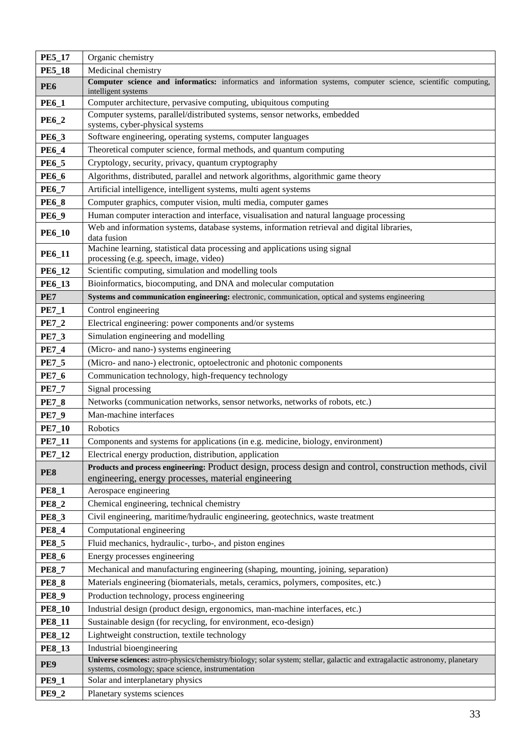| | |
|---|---|
| **PE5_17** | Organic chemistry |
| **PE5_18** | Medicinal chemistry |
| **PE6** | **Computer science and informatics:** informatics and information systems, computer science, scientific computing, intelligent systems |
| **PE6_1** | Computer architecture, pervasive computing, ubiquitous computing |
| **PE6_2** | Computer systems, parallel/distributed systems, sensor networks, embedded systems, cyber-physical systems |
| **PE6_3** | Software engineering, operating systems, computer languages |
| **PE6_4** | Theoretical computer science, formal methods, and quantum computing |
| **PE6_5** | Cryptology, security, privacy, quantum cryptography |
| **PE6_6** | Algorithms, distributed, parallel and network algorithms, algorithmic game theory |
| **PE6_7** | Artificial intelligence, intelligent systems, multi agent systems |
| **PE6_8** | Computer graphics, computer vision, multi media, computer games |
| **PE6_9** | Human computer interaction and interface, visualisation and natural language processing |
| **PE6_10** | Web and information systems, database systems, information retrieval and digital libraries, data fusion |
| **PE6_11** | Machine learning, statistical data processing and applications using signal processing (e.g. speech, image, video) |
| **PE6_12** | Scientific computing, simulation and modelling tools |
| **PE6_13** | Bioinformatics, biocomputing, and DNA and molecular computation |
| **PE7** | **Systems and communication engineering:** electronic, communication, optical and systems engineering |
| **PE7_1** | Control engineering |
| **PE7_2** | Electrical engineering: power components and/or systems |
| **PE7_3** | Simulation engineering and modelling |
| **PE7_4** | (Micro- and nano-) systems engineering |
| **PE7_5** | (Micro- and nano-) electronic, optoelectronic and photonic components |
| **PE7_6** | Communication technology, high-frequency technology |
| **PE7_7** | Signal processing |
| **PE7_8** | Networks (communication networks, sensor networks, networks of robots, etc.) |
| **PE7_9** | Man-machine interfaces |
| **PE7_10** | Robotics |
| **PE7_11** | Components and systems for applications (in e.g. medicine, biology, environment) |
| **PE7_12** | Electrical energy production, distribution, application |
| **PE8** | **Products and process engineering:** Product design, process design and control, construction methods, civil engineering, energy processes, material engineering |
| **PE8_1** | Aerospace engineering |
| **PE8_2** | Chemical engineering, technical chemistry |
| **PE8_3** | Civil engineering, maritime/hydraulic engineering, geotechnics, waste treatment |
| **PE8_4** | Computational engineering |
| **PE8_5** | Fluid mechanics, hydraulic-, turbo-, and piston engines |
| **PE8_6** | Energy processes engineering |
| **PE8_7** | Mechanical and manufacturing engineering (shaping, mounting, joining, separation) |
| **PE8_8** | Materials engineering (biomaterials, metals, ceramics, polymers, composites, etc.) |
| **PE8_9** | Production technology, process engineering |
| **PE8_10** | Industrial design (product design, ergonomics, man-machine interfaces, etc.) |
| **PE8_11** | Sustainable design (for recycling, for environment, eco-design) |
| **PE8_12** | Lightweight construction, textile technology |
| **PE8_13** | Industrial bioengineering |
| **PE9** | **Universe sciences:** astro-physics/chemistry/biology; solar system; stellar, galactic and extragalactic astronomy, planetary systems, cosmology; space science, instrumentation |
| **PE9_1** | Solar and interplanetary physics |
| **PE9_2** | Planetary systems sciences |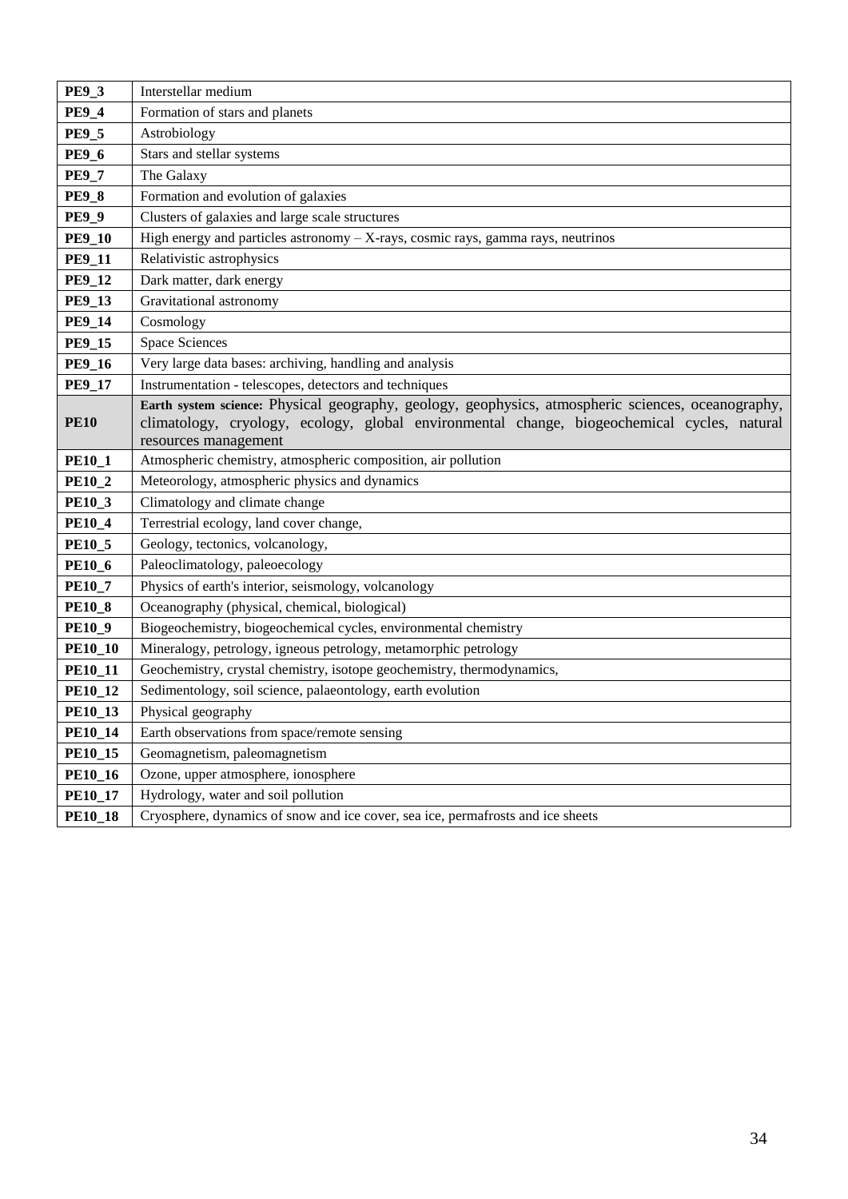| | |
|---|---|
| **PE9_3** | Interstellar medium |
| **PE9_4** | Formation of stars and planets |
| **PE9_5** | Astrobiology |
| **PE9_6** | Stars and stellar systems |
| **PE9_7** | The Galaxy |
| **PE9_8** | Formation and evolution of galaxies |
| **PE9_9** | Clusters of galaxies and large scale structures |
| **PE9_10** | High energy and particles astronomy – X-rays, cosmic rays, gamma rays, neutrinos |
| **PE9_11** | Relativistic astrophysics |
| **PE9_12** | Dark matter, dark energy |
| **PE9_13** | Gravitational astronomy |
| **PE9_14** | Cosmology |
| **PE9_15** | Space Sciences |
| **PE9_16** | Very large data bases: archiving, handling and analysis |
| **PE9_17** | Instrumentation - telescopes, detectors and techniques |
| **PE10** | **Earth system science:** Physical geography, geology, geophysics, atmospheric sciences, oceanography, climatology, cryology, ecology, global environmental change, biogeochemical cycles, natural resources management |
| **PE10_1** | Atmospheric chemistry, atmospheric composition, air pollution |
| **PE10_2** | Meteorology, atmospheric physics and dynamics |
| **PE10_3** | Climatology and climate change |
| **PE10_4** | Terrestrial ecology, land cover change, |
| **PE10_5** | Geology, tectonics, volcanology, |
| **PE10_6** | Paleoclimatology, paleoecology |
| **PE10_7** | Physics of earth's interior, seismology, volcanology |
| **PE10_8** | Oceanography (physical, chemical, biological) |
| **PE10_9** | Biogeochemistry, biogeochemical cycles, environmental chemistry |
| **PE10_10** | Mineralogy, petrology, igneous petrology, metamorphic petrology |
| **PE10_11** | Geochemistry, crystal chemistry, isotope geochemistry, thermodynamics, |
| **PE10_12** | Sedimentology, soil science, palaeontology, earth evolution |
| **PE10_13** | Physical geography |
| **PE10_14** | Earth observations from space/remote sensing |
| **PE10_15** | Geomagnetism, paleomagnetism |
| **PE10_16** | Ozone, upper atmosphere, ionosphere |
| **PE10_17** | Hydrology, water and soil pollution |
| **PE10_18** | Cryosphere, dynamics of snow and ice cover, sea ice, permafrosts and ice sheets |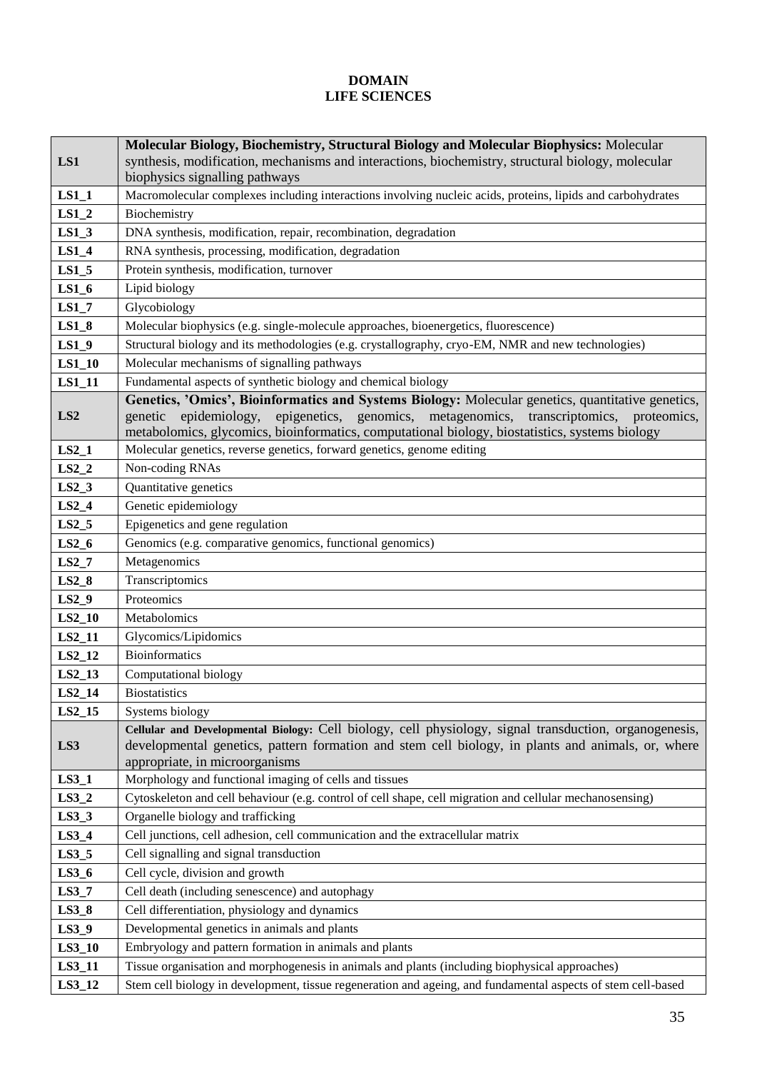**DOMAIN**
**LIFE SCIENCES**

| | |
|---|---|
| **LS1** | **Molecular Biology, Biochemistry, Structural Biology and Molecular Biophysics:** Molecular synthesis, modification, mechanisms and interactions, biochemistry, structural biology, molecular biophysics signalling pathways |
| **LS1_1** | Macromolecular complexes including interactions involving nucleic acids, proteins, lipids and carbohydrates |
| **LS1_2** | Biochemistry |
| **LS1_3** | DNA synthesis, modification, repair, recombination, degradation |
| **LS1_4** | RNA synthesis, processing, modification, degradation |
| **LS1_5** | Protein synthesis, modification, turnover |
| **LS1_6** | Lipid biology |
| **LS1_7** | Glycobiology |
| **LS1_8** | Molecular biophysics (e.g. single-molecule approaches, bioenergetics, fluorescence) |
| **LS1_9** | Structural biology and its methodologies (e.g. crystallography, cryo-EM, NMR and new technologies) |
| **LS1_10** | Molecular mechanisms of signalling pathways |
| **LS1_11** | Fundamental aspects of synthetic biology and chemical biology |
| **LS2** | **Genetics, 'Omics', Bioinformatics and Systems Biology:** Molecular genetics, quantitative genetics, genetic epidemiology, epigenetics, genomics, metagenomics, transcriptomics, proteomics, metabolomics, glycomics, bioinformatics, computational biology, biostatistics, systems biology |
| **LS2_1** | Molecular genetics, reverse genetics, forward genetics, genome editing |
| **LS2_2** | Non-coding RNAs |
| **LS2_3** | Quantitative genetics |
| **LS2_4** | Genetic epidemiology |
| **LS2_5** | Epigenetics and gene regulation |
| **LS2_6** | Genomics (e.g. comparative genomics, functional genomics) |
| **LS2_7** | Metagenomics |
| **LS2_8** | Transcriptomics |
| **LS2_9** | Proteomics |
| **LS2_10** | Metabolomics |
| **LS2_11** | Glycomics/Lipidomics |
| **LS2_12** | Bioinformatics |
| **LS2_13** | Computational biology |
| **LS2_14** | Biostatistics |
| **LS2_15** | Systems biology |
| **LS3** | **Cellular and Developmental Biology:** Cell biology, cell physiology, signal transduction, organogenesis, developmental genetics, pattern formation and stem cell biology, in plants and animals, or, where appropriate, in microorganisms |
| **LS3_1** | Morphology and functional imaging of cells and tissues |
| **LS3_2** | Cytoskeleton and cell behaviour (e.g. control of cell shape, cell migration and cellular mechanosensing) |
| **LS3_3** | Organelle biology and trafficking |
| **LS3_4** | Cell junctions, cell adhesion, cell communication and the extracellular matrix |
| **LS3_5** | Cell signalling and signal transduction |
| **LS3_6** | Cell cycle, division and growth |
| **LS3_7** | Cell death (including senescence) and autophagy |
| **LS3_8** | Cell differentiation, physiology and dynamics |
| **LS3_9** | Developmental genetics in animals and plants |
| **LS3_10** | Embryology and pattern formation in animals and plants |
| **LS3_11** | Tissue organisation and morphogenesis in animals and plants (including biophysical approaches) |
| **LS3_12** | Stem cell biology in development, tissue regeneration and ageing, and fundamental aspects of stem cell-based |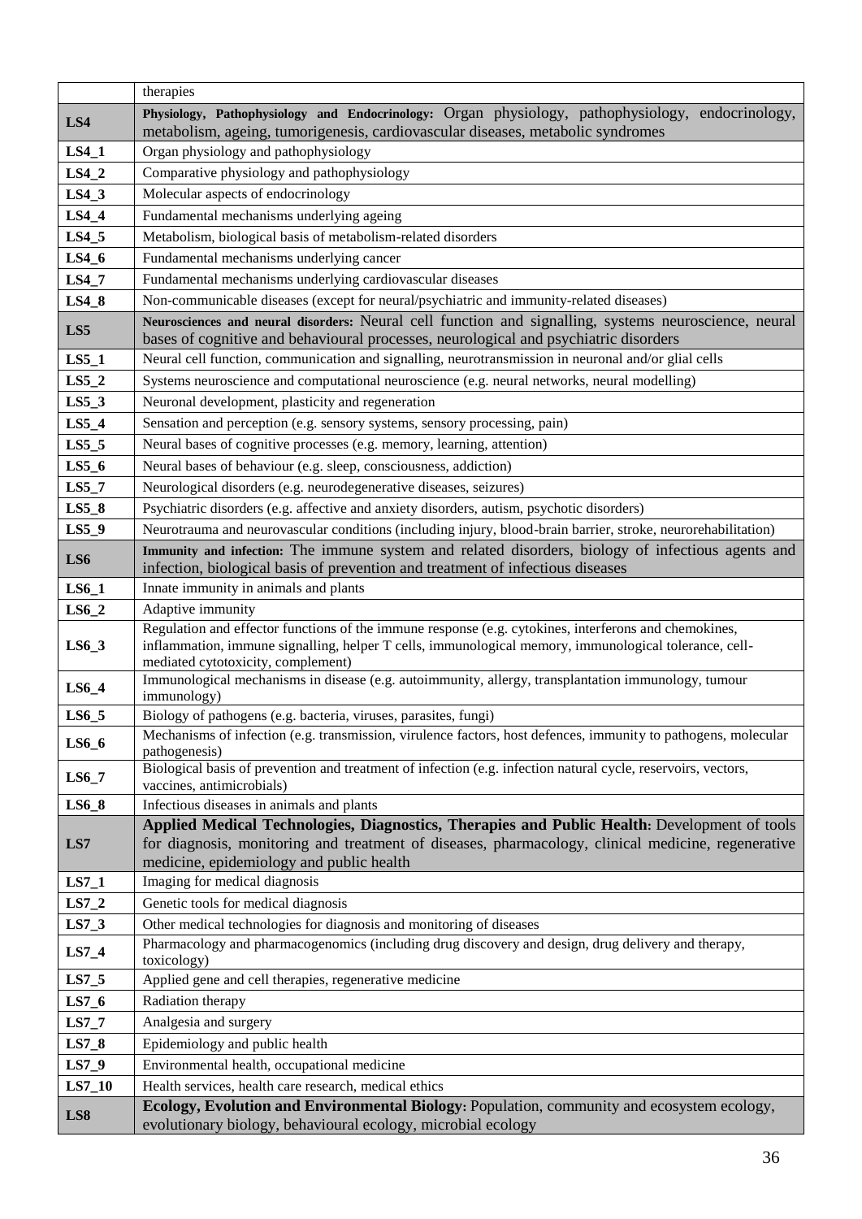| | therapies |
|---|---|
| **LS4** | **Physiology, Pathophysiology and Endocrinology:** Organ physiology, pathophysiology, endocrinology, metabolism, ageing, tumorigenesis, cardiovascular diseases, metabolic syndromes |
| **LS4_1** | Organ physiology and pathophysiology |
| **LS4_2** | Comparative physiology and pathophysiology |
| **LS4_3** | Molecular aspects of endocrinology |
| **LS4_4** | Fundamental mechanisms underlying ageing |
| **LS4_5** | Metabolism, biological basis of metabolism-related disorders |
| **LS4_6** | Fundamental mechanisms underlying cancer |
| **LS4_7** | Fundamental mechanisms underlying cardiovascular diseases |
| **LS4_8** | Non-communicable diseases (except for neural/psychiatric and immunity-related diseases) |
| **LS5** | **Neurosciences and neural disorders:** Neural cell function and signalling, systems neuroscience, neural bases of cognitive and behavioural processes, neurological and psychiatric disorders |
| **LS5_1** | Neural cell function, communication and signalling, neurotransmission in neuronal and/or glial cells |
| **LS5_2** | Systems neuroscience and computational neuroscience (e.g. neural networks, neural modelling) |
| **LS5_3** | Neuronal development, plasticity and regeneration |
| **LS5_4** | Sensation and perception (e.g. sensory systems, sensory processing, pain) |
| **LS5_5** | Neural bases of cognitive processes (e.g. memory, learning, attention) |
| **LS5_6** | Neural bases of behaviour (e.g. sleep, consciousness, addiction) |
| **LS5_7** | Neurological disorders (e.g. neurodegenerative diseases, seizures) |
| **LS5_8** | Psychiatric disorders (e.g. affective and anxiety disorders, autism, psychotic disorders) |
| **LS5_9** | Neurotrauma and neurovascular conditions (including injury, blood-brain barrier, stroke, neurorehabilitation) |
| **LS6** | **Immunity and infection:** The immune system and related disorders, biology of infectious agents and infection, biological basis of prevention and treatment of infectious diseases |
| **LS6_1** | Innate immunity in animals and plants |
| **LS6_2** | Adaptive immunity |
| **LS6_3** | Regulation and effector functions of the immune response (e.g. cytokines, interferons and chemokines, inflammation, immune signalling, helper T cells, immunological memory, immunological tolerance, cell-mediated cytotoxicity, complement) |
| **LS6_4** | Immunological mechanisms in disease (e.g. autoimmunity, allergy, transplantation immunology, tumour immunology) |
| **LS6_5** | Biology of pathogens (e.g. bacteria, viruses, parasites, fungi) |
| **LS6_6** | Mechanisms of infection (e.g. transmission, virulence factors, host defences, immunity to pathogens, molecular pathogenesis) |
| **LS6_7** | Biological basis of prevention and treatment of infection (e.g. infection natural cycle, reservoirs, vectors, vaccines, antimicrobials) |
| **LS6_8** | Infectious diseases in animals and plants |
| **LS7** | **Applied Medical Technologies, Diagnostics, Therapies and Public Health:** Development of tools for diagnosis, monitoring and treatment of diseases, pharmacology, clinical medicine, regenerative medicine, epidemiology and public health |
| **LS7_1** | Imaging for medical diagnosis |
| **LS7_2** | Genetic tools for medical diagnosis |
| **LS7_3** | Other medical technologies for diagnosis and monitoring of diseases |
| **LS7_4** | Pharmacology and pharmacogenomics (including drug discovery and design, drug delivery and therapy, toxicology) |
| **LS7_5** | Applied gene and cell therapies, regenerative medicine |
| **LS7_6** | Radiation therapy |
| **LS7_7** | Analgesia and surgery |
| **LS7_8** | Epidemiology and public health |
| **LS7_9** | Environmental health, occupational medicine |
| **LS7_10** | Health services, health care research, medical ethics |
| **LS8** | **Ecology, Evolution and Environmental Biology:** Population, community and ecosystem ecology, evolutionary biology, behavioural ecology, microbial ecology |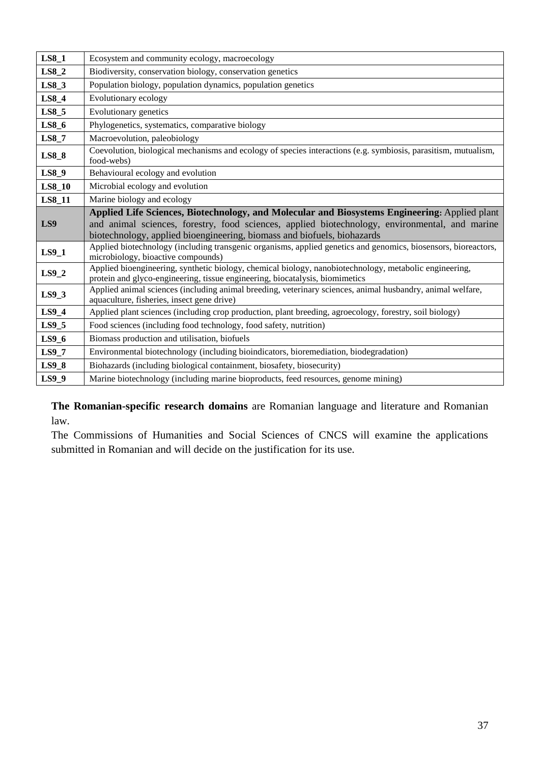| | |
|---|---|
| **LS8_1** | Ecosystem and community ecology, macroecology |
| **LS8_2** | Biodiversity, conservation biology, conservation genetics |
| **LS8_3** | Population biology, population dynamics, population genetics |
| **LS8_4** | Evolutionary ecology |
| **LS8_5** | Evolutionary genetics |
| **LS8_6** | Phylogenetics, systematics, comparative biology |
| **LS8_7** | Macroevolution, paleobiology |
| **LS8_8** | Coevolution, biological mechanisms and ecology of species interactions (e.g. symbiosis, parasitism, mutualism, food-webs) |
| **LS8_9** | Behavioural ecology and evolution |
| **LS8_10** | Microbial ecology and evolution |
| **LS8_11** | Marine biology and ecology |
| **LS9** | **Applied Life Sciences, Biotechnology, and Molecular and Biosystems Engineering**: Applied plant and animal sciences, forestry, food sciences, applied biotechnology, environmental, and marine biotechnology, applied bioengineering, biomass and biofuels, biohazards |
| **LS9_1** | Applied biotechnology (including transgenic organisms, applied genetics and genomics, biosensors, bioreactors, microbiology, bioactive compounds) |
| **LS9_2** | Applied bioengineering, synthetic biology, chemical biology, nanobiotechnology, metabolic engineering, protein and glyco-engineering, tissue engineering, biocatalysis, biomimetics |
| **LS9_3** | Applied animal sciences (including animal breeding, veterinary sciences, animal husbandry, animal welfare, aquaculture, fisheries, insect gene drive) |
| **LS9_4** | Applied plant sciences (including crop production, plant breeding, agroecology, forestry, soil biology) |
| **LS9_5** | Food sciences (including food technology, food safety, nutrition) |
| **LS9_6** | Biomass production and utilisation, biofuels |
| **LS9_7** | Environmental biotechnology (including bioindicators, bioremediation, biodegradation) |
| **LS9_8** | Biohazards (including biological containment, biosafety, biosecurity) |
| **LS9_9** | Marine biotechnology (including marine bioproducts, feed resources, genome mining) |

**The Romanian-specific research domains** are Romanian language and literature and Romanian law.

The Commissions of Humanities and Social Sciences of CNCS will examine the applications submitted in Romanian and will decide on the justification for its use.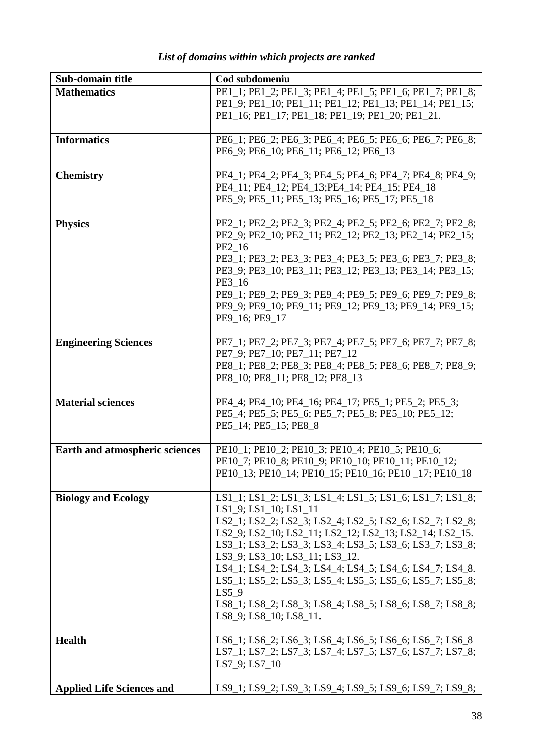*List of domains within which projects are ranked*

| Sub-domain title | Cod subdomeniu |
|---|---|
| **Mathematics** | PE1_1; PE1_2; PE1_3; PE1_4; PE1_5; PE1_6; PE1_7; PE1_8; PE1_9; PE1_10; PE1_11; PE1_12; PE1_13; PE1_14; PE1_15; PE1_16; PE1_17; PE1_18; PE1_19; PE1_20; PE1_21. |
| **Informatics** | PE6_1; PE6_2; PE6_3; PE6_4; PE6_5; PE6_6; PE6_7; PE6_8; PE6_9; PE6_10; PE6_11; PE6_12; PE6_13 |
| **Chemistry** | PE4_1; PE4_2; PE4_3; PE4_5; PE4_6; PE4_7; PE4_8; PE4_9; PE4_11; PE4_12; PE4_13;PE4_14; PE4_15; PE4_18 PE5_9; PE5_11; PE5_13; PE5_16; PE5_17; PE5_18 |
| **Physics** | PE2_1; PE2_2; PE2_3; PE2_4; PE2_5; PE2_6; PE2_7; PE2_8; PE2_9; PE2_10; PE2_11; PE2_12; PE2_13; PE2_14; PE2_15; PE2_16 PE3_1; PE3_2; PE3_3; PE3_4; PE3_5; PE3_6; PE3_7; PE3_8; PE3_9; PE3_10; PE3_11; PE3_12; PE3_13; PE3_14; PE3_15; PE3_16 PE9_1; PE9_2; PE9_3; PE9_4; PE9_5; PE9_6; PE9_7; PE9_8; PE9_9; PE9_10; PE9_11; PE9_12; PE9_13; PE9_14; PE9_15; PE9_16; PE9_17 |
| **Engineering Sciences** | PE7_1; PE7_2; PE7_3; PE7_4; PE7_5; PE7_6; PE7_7; PE7_8; PE7_9; PE7_10; PE7_11; PE7_12 PE8_1; PE8_2; PE8_3; PE8_4; PE8_5; PE8_6; PE8_7; PE8_9; PE8_10; PE8_11; PE8_12; PE8_13 |
| **Material sciences** | PE4_4; PE4_10; PE4_16; PE4_17; PE5_1; PE5_2; PE5_3; PE5_4; PE5_5; PE5_6; PE5_7; PE5_8; PE5_10; PE5_12; PE5_14; PE5_15; PE8_8 |
| **Earth and atmospheric sciences** | PE10_1; PE10_2; PE10_3; PE10_4; PE10_5; PE10_6; PE10_7; PE10_8; PE10_9; PE10_10; PE10_11; PE10_12; PE10_13; PE10_14; PE10_15; PE10_16; PE10 _17; PE10_18 |
| **Biology and Ecology** | LS1_1; LS1_2; LS1_3; LS1_4; LS1_5; LS1_6; LS1_7; LS1_8; LS1_9; LS1_10; LS1_11 LS2_1; LS2_2; LS2_3; LS2_4; LS2_5; LS2_6; LS2_7; LS2_8; LS2_9; LS2_10; LS2_11; LS2_12; LS2_13; LS2_14; LS2_15. LS3_1; LS3_2; LS3_3; LS3_4; LS3_5; LS3_6; LS3_7; LS3_8; LS3_9; LS3_10; LS3_11; LS3_12. LS4_1; LS4_2; LS4_3; LS4_4; LS4_5; LS4_6; LS4_7; LS4_8. LS5_1; LS5_2; LS5_3; LS5_4; LS5_5; LS5_6; LS5_7; LS5_8; LS5_9 LS8_1; LS8_2; LS8_3; LS8_4; LS8_5; LS8_6; LS8_7; LS8_8; LS8_9; LS8_10; LS8_11. |
| **Health** | LS6_1; LS6_2; LS6_3; LS6_4; LS6_5; LS6_6; LS6_7; LS6_8 LS7_1; LS7_2; LS7_3; LS7_4; LS7_5; LS7_6; LS7_7; LS7_8; LS7_9; LS7_10 |
| **Applied Life Sciences and** | LS9_1; LS9_2; LS9_3; LS9_4; LS9_5; LS9_6; LS9_7; LS9_8; |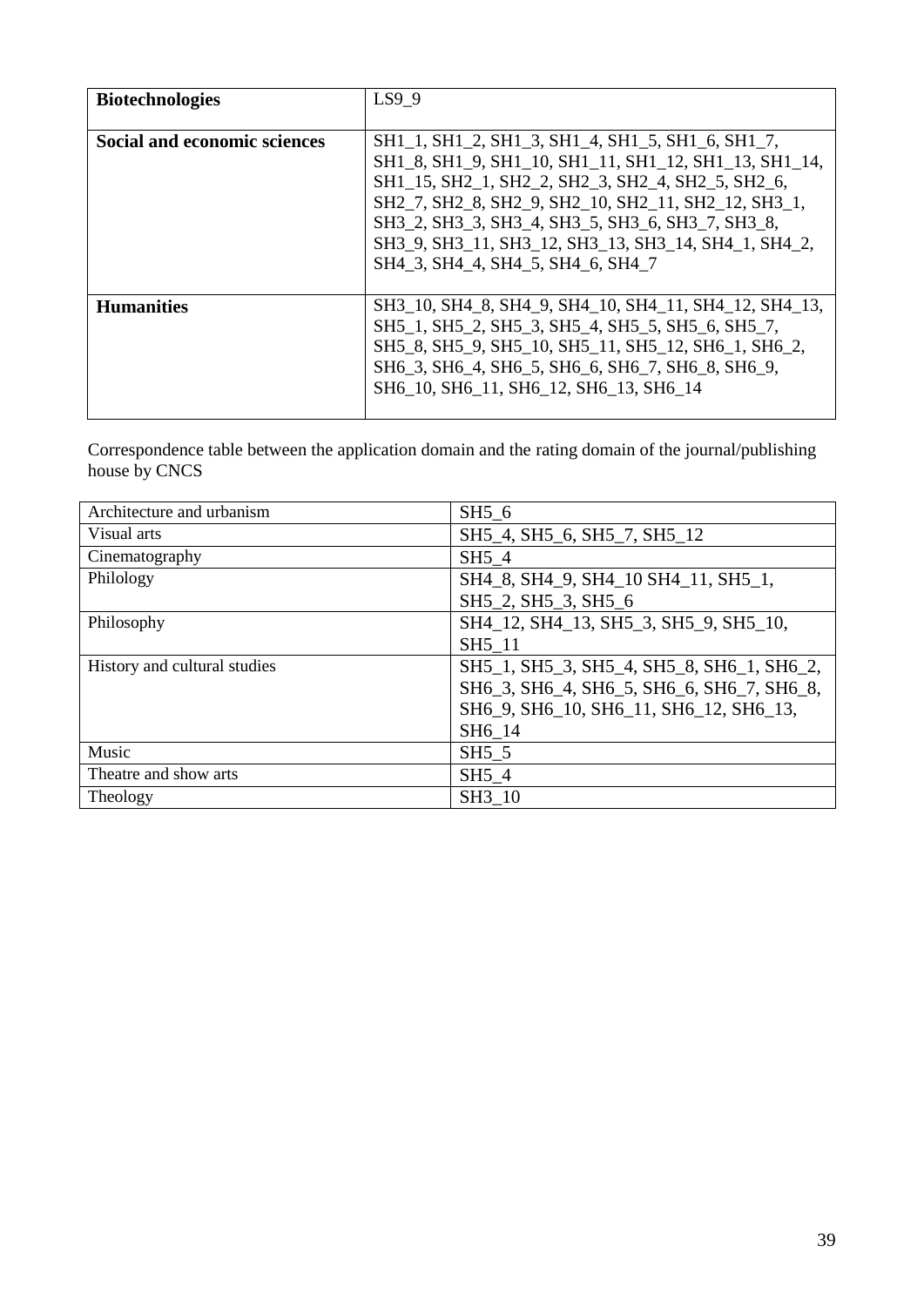| **Biotechnologies** | LS9_9 |
|---|---|
| **Social and economic sciences** | SH1_1, SH1_2, SH1_3, SH1_4, SH1_5, SH1_6, SH1_7, SH1_8, SH1_9, SH1_10, SH1_11, SH1_12, SH1_13, SH1_14, SH1_15, SH2_1, SH2_2, SH2_3, SH2_4, SH2_5, SH2_6, SH2_7, SH2_8, SH2_9, SH2_10, SH2_11, SH2_12, SH3_1, SH3_2, SH3_3, SH3_4, SH3_5, SH3_6, SH3_7, SH3_8, SH3_9, SH3_11, SH3_12, SH3_13, SH3_14, SH4_1, SH4_2, SH4_3, SH4_4, SH4_5, SH4_6, SH4_7 |
| **Humanities** | SH3_10, SH4_8, SH4_9, SH4_10, SH4_11, SH4_12, SH4_13, SH5_1, SH5_2, SH5_3, SH5_4, SH5_5, SH5_6, SH5_7, SH5_8, SH5_9, SH5_10, SH5_11, SH5_12, SH6_1, SH6_2, SH6_3, SH6_4, SH6_5, SH6_6, SH6_7, SH6_8, SH6_9, SH6_10, SH6_11, SH6_12, SH6_13, SH6_14 |

Correspondence table between the application domain and the rating domain of the journal/publishing house by CNCS

| Architecture and urbanism | SH5_6 |
|---|---|
| Visual arts | SH5_4, SH5_6, SH5_7, SH5_12 |
| Cinematography | SH5_4 |
| Philology | SH4_8, SH4_9, SH4_10 SH4_11, SH5_1, SH5_2, SH5_3, SH5_6 |
| Philosophy | SH4_12, SH4_13, SH5_3, SH5_9, SH5_10, SH5_11 |
| History and cultural studies | SH5_1, SH5_3, SH5_4, SH5_8, SH6_1, SH6_2, SH6_3, SH6_4, SH6_5, SH6_6, SH6_7, SH6_8, SH6_9, SH6_10, SH6_11, SH6_12, SH6_13, SH6_14 |
| Music | SH5_5 |
| Theatre and show arts | SH5_4 |
| Theology | SH3_10 |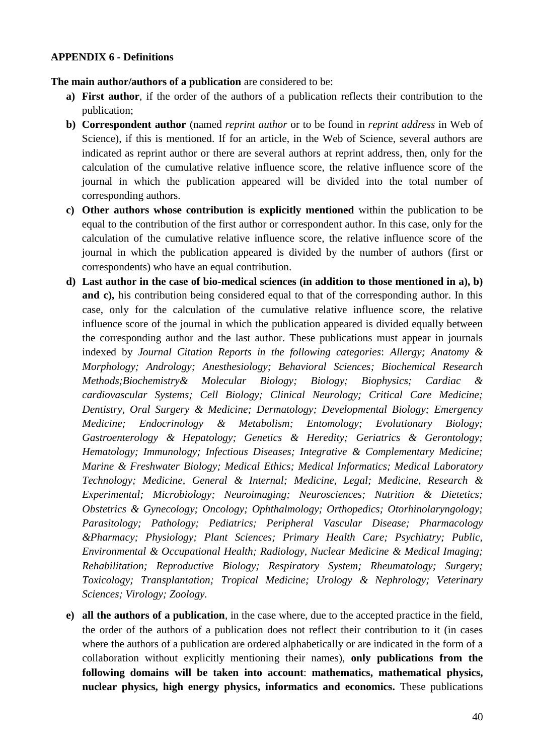**APPENDIX 6 - Definitions**

**The main author/authors of a publication** are considered to be:

a) **First author**, if the order of the authors of a publication reflects their contribution to the publication;

b) **Correspondent author** (named *reprint author* or to be found in *reprint address* in Web of Science), if this is mentioned. If for an article, in the Web of Science, several authors are indicated as reprint author or there are several authors at reprint address, then, only for the calculation of the cumulative relative influence score, the relative influence score of the journal in which the publication appeared will be divided into the total number of corresponding authors.

c) **Other authors whose contribution is explicitly mentioned** within the publication to be equal to the contribution of the first author or correspondent author. In this case, only for the calculation of the cumulative relative influence score, the relative influence score of the journal in which the publication appeared is divided by the number of authors (first or correspondents) who have an equal contribution.

d) **Last author in the case of bio-medical sciences (in addition to those mentioned in a), b) and c),** his contribution being considered equal to that of the corresponding author. In this case, only for the calculation of the cumulative relative influence score, the relative influence score of the journal in which the publication appeared is divided equally between the corresponding author and the last author. These publications must appear in journals indexed by *Journal Citation Reports in the following categories*: *Allergy; Anatomy & Morphology; Andrology; Anesthesiology; Behavioral Sciences; Biochemical Research Methods;Biochemistry& Molecular Biology; Biology; Biophysics; Cardiac & cardiovascular Systems; Cell Biology; Clinical Neurology; Critical Care Medicine; Dentistry, Oral Surgery & Medicine; Dermatology; Developmental Biology; Emergency Medicine; Endocrinology & Metabolism; Entomology; Evolutionary Biology; Gastroenterology & Hepatology; Genetics & Heredity; Geriatrics & Gerontology; Hematology; Immunology; Infectious Diseases; Integrative & Complementary Medicine; Marine & Freshwater Biology; Medical Ethics; Medical Informatics; Medical Laboratory Technology; Medicine, General & Internal; Medicine, Legal; Medicine, Research & Experimental; Microbiology; Neuroimaging; Neurosciences; Nutrition & Dietetics; Obstetrics & Gynecology; Oncology; Ophthalmology; Orthopedics; Otorhinolaryngology; Parasitology; Pathology; Pediatrics; Peripheral Vascular Disease; Pharmacology &Pharmacy; Physiology; Plant Sciences; Primary Health Care; Psychiatry; Public, Environmental & Occupational Health; Radiology, Nuclear Medicine & Medical Imaging; Rehabilitation; Reproductive Biology; Respiratory System; Rheumatology; Surgery; Toxicology; Transplantation; Tropical Medicine; Urology & Nephrology; Veterinary Sciences; Virology; Zoology.*

e) **all the authors of a publication**, in the case where, due to the accepted practice in the field, the order of the authors of a publication does not reflect their contribution to it (in cases where the authors of a publication are ordered alphabetically or are indicated in the form of a collaboration without explicitly mentioning their names), **only publications from the following domains will be taken into account**: **mathematics, mathematical physics, nuclear physics, high energy physics, informatics and economics.** These publications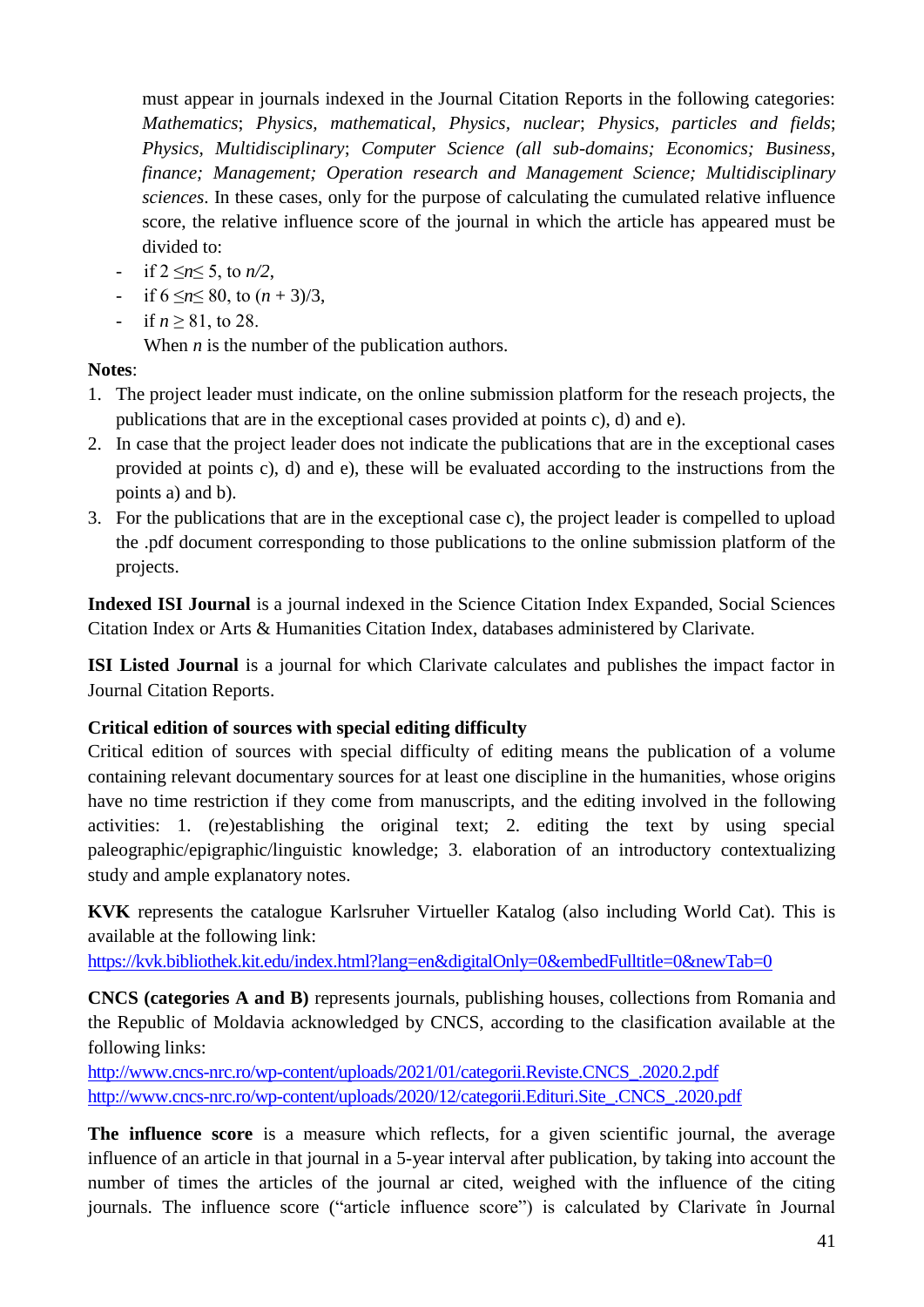must appear in journals indexed in the Journal Citation Reports in the following categories: *Mathematics*; *Physics, mathematical*, *Physics, nuclear*; *Physics, particles and fields*; *Physics, Multidisciplinary*; *Computer Science (all sub-domains; Economics; Business, finance; Management; Operation research and Management Science; Multidisciplinary sciences*. In these cases, only for the purpose of calculating the cumulated relative influence score, the relative influence score of the journal in which the article has appeared must be divided to:

- if $2 \leq n \leq 5$, to $n/2$,
- if $6 \leq n \leq 80$, to $(n + 3)/3$,
- if $n \geq 81$, to 28.

When $n$ is the number of the publication authors.

**Notes**:

1. The project leader must indicate, on the online submission platform for the reseach projects, the publications that are in the exceptional cases provided at points c), d) and e).
2. In case that the project leader does not indicate the publications that are in the exceptional cases provided at points c), d) and e), these will be evaluated according to the instructions from the points a) and b).
3. For the publications that are in the exceptional case c), the project leader is compelled to upload the .pdf document corresponding to those publications to the online submission platform of the projects.

**Indexed ISI Journal** is a journal indexed in the Science Citation Index Expanded, Social Sciences Citation Index or Arts & Humanities Citation Index, databases administered by Clarivate.

**ISI Listed Journal** is a journal for which Clarivate calculates and publishes the impact factor in Journal Citation Reports.

**Critical edition of sources with special editing difficulty**

Critical edition of sources with special difficulty of editing means the publication of a volume containing relevant documentary sources for at least one discipline in the humanities, whose origins have no time restriction if they come from manuscripts, and the editing involved in the following activities: 1. (re)establishing the original text; 2. editing the text by using special paleographic/epigraphic/linguistic knowledge; 3. elaboration of an introductory contextualizing study and ample explanatory notes.

**KVK** represents the catalogue Karlsruher Virtueller Katalog (also including World Cat). This is available at the following link:
https://kvk.bibliothek.kit.edu/index.html?lang=en&digitalOnly=0&embedFulltitle=0&newTab=0

**CNCS (categories A and B)** represents journals, publishing houses, collections from Romania and the Republic of Moldavia acknowledged by CNCS, according to the clasification available at the following links:
http://www.cncs-nrc.ro/wp-content/uploads/2021/01/categorii.Reviste.CNCS_.2020.2.pdf
http://www.cncs-nrc.ro/wp-content/uploads/2020/12/categorii.Edituri.Site_.CNCS_.2020.pdf

**The influence score** is a measure which reflects, for a given scientific journal, the average influence of an article in that journal in a 5-year interval after publication, by taking into account the number of times the articles of the journal ar cited, weighed with the influence of the citing journals. The influence score ("article influence score") is calculated by Clarivate în Journal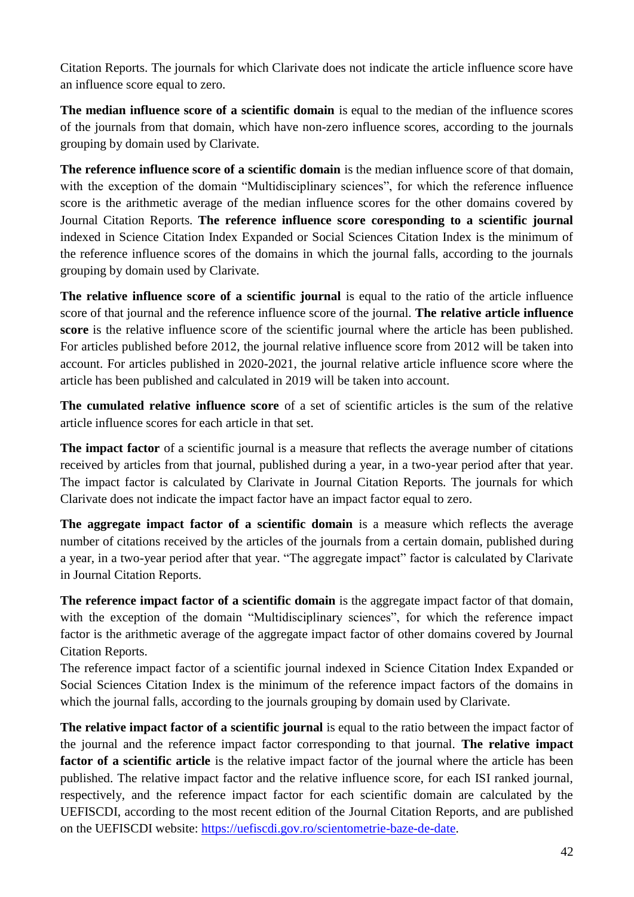Citation Reports. The journals for which Clarivate does not indicate the article influence score have an influence score equal to zero.

**The median influence score of a scientific domain** is equal to the median of the influence scores of the journals from that domain, which have non-zero influence scores, according to the journals grouping by domain used by Clarivate.

**The reference influence score of a scientific domain** is the median influence score of that domain, with the exception of the domain "Multidisciplinary sciences", for which the reference influence score is the arithmetic average of the median influence scores for the other domains covered by Journal Citation Reports. **The reference influence score coresponding to a scientific journal** indexed in Science Citation Index Expanded or Social Sciences Citation Index is the minimum of the reference influence scores of the domains in which the journal falls, according to the journals grouping by domain used by Clarivate.

**The relative influence score of a scientific journal** is equal to the ratio of the article influence score of that journal and the reference influence score of the journal. **The relative article influence score** is the relative influence score of the scientific journal where the article has been published. For articles published before 2012, the journal relative influence score from 2012 will be taken into account. For articles published in 2020-2021, the journal relative article influence score where the article has been published and calculated in 2019 will be taken into account.

**The cumulated relative influence score** of a set of scientific articles is the sum of the relative article influence scores for each article in that set.

**The impact factor** of a scientific journal is a measure that reflects the average number of citations received by articles from that journal, published during a year, in a two-year period after that year. The impact factor is calculated by Clarivate in Journal Citation Reports. The journals for which Clarivate does not indicate the impact factor have an impact factor equal to zero.

**The aggregate impact factor of a scientific domain** is a measure which reflects the average number of citations received by the articles of the journals from a certain domain, published during a year, in a two-year period after that year. "The aggregate impact" factor is calculated by Clarivate in Journal Citation Reports.

**The reference impact factor of a scientific domain** is the aggregate impact factor of that domain, with the exception of the domain "Multidisciplinary sciences", for which the reference impact factor is the arithmetic average of the aggregate impact factor of other domains covered by Journal Citation Reports.

The reference impact factor of a scientific journal indexed in Science Citation Index Expanded or Social Sciences Citation Index is the minimum of the reference impact factors of the domains in which the journal falls, according to the journals grouping by domain used by Clarivate.

**The relative impact factor of a scientific journal** is equal to the ratio between the impact factor of the journal and the reference impact factor corresponding to that journal. **The relative impact factor of a scientific article** is the relative impact factor of the journal where the article has been published. The relative impact factor and the relative influence score, for each ISI ranked journal, respectively, and the reference impact factor for each scientific domain are calculated by the UEFISCDI, according to the most recent edition of the Journal Citation Reports, and are published on the UEFISCDI website: [https://uefiscdi.gov.ro/scientometrie-baze-de-date](https://uefiscdi.gov.ro/scientometrie-baze-de-date).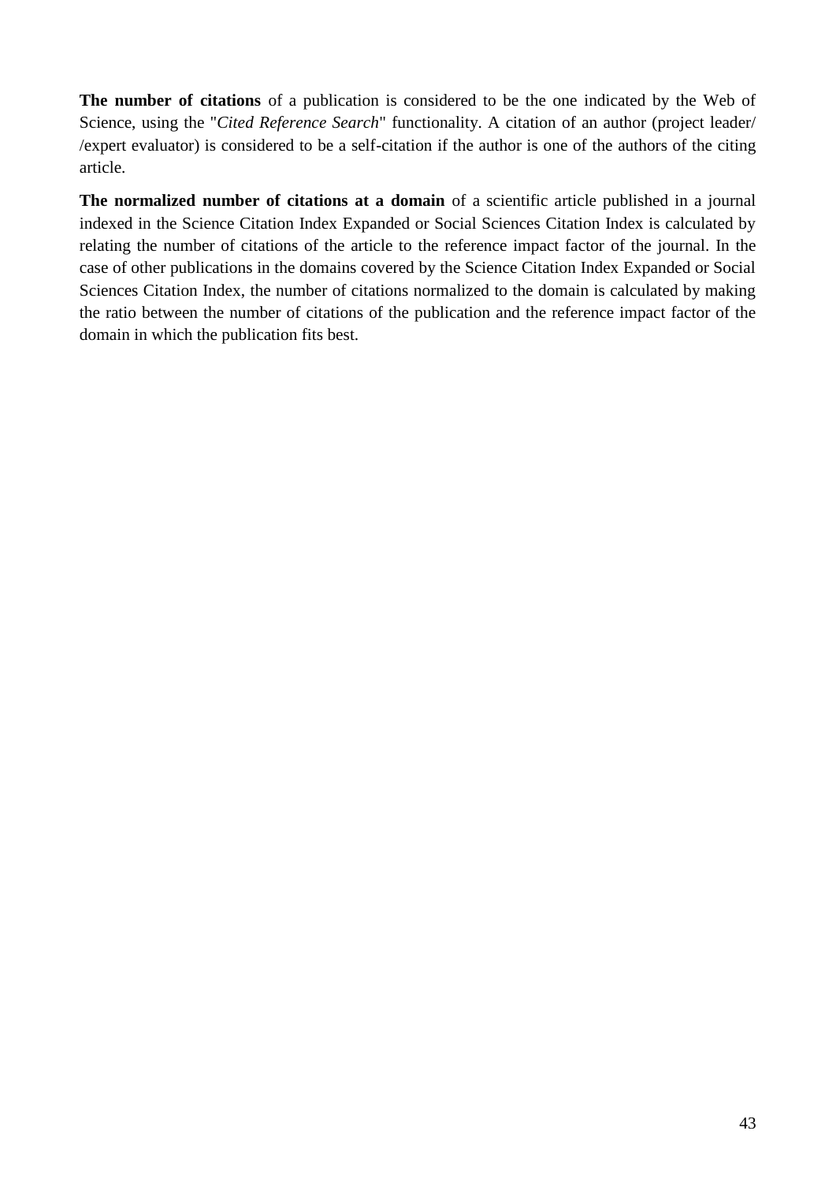**The number of citations** of a publication is considered to be the one indicated by the Web of Science, using the "*Cited Reference Search*" functionality. A citation of an author (project leader/ /expert evaluator) is considered to be a self-citation if the author is one of the authors of the citing article.

**The normalized number of citations at a domain** of a scientific article published in a journal indexed in the Science Citation Index Expanded or Social Sciences Citation Index is calculated by relating the number of citations of the article to the reference impact factor of the journal. In the case of other publications in the domains covered by the Science Citation Index Expanded or Social Sciences Citation Index, the number of citations normalized to the domain is calculated by making the ratio between the number of citations of the publication and the reference impact factor of the domain in which the publication fits best.